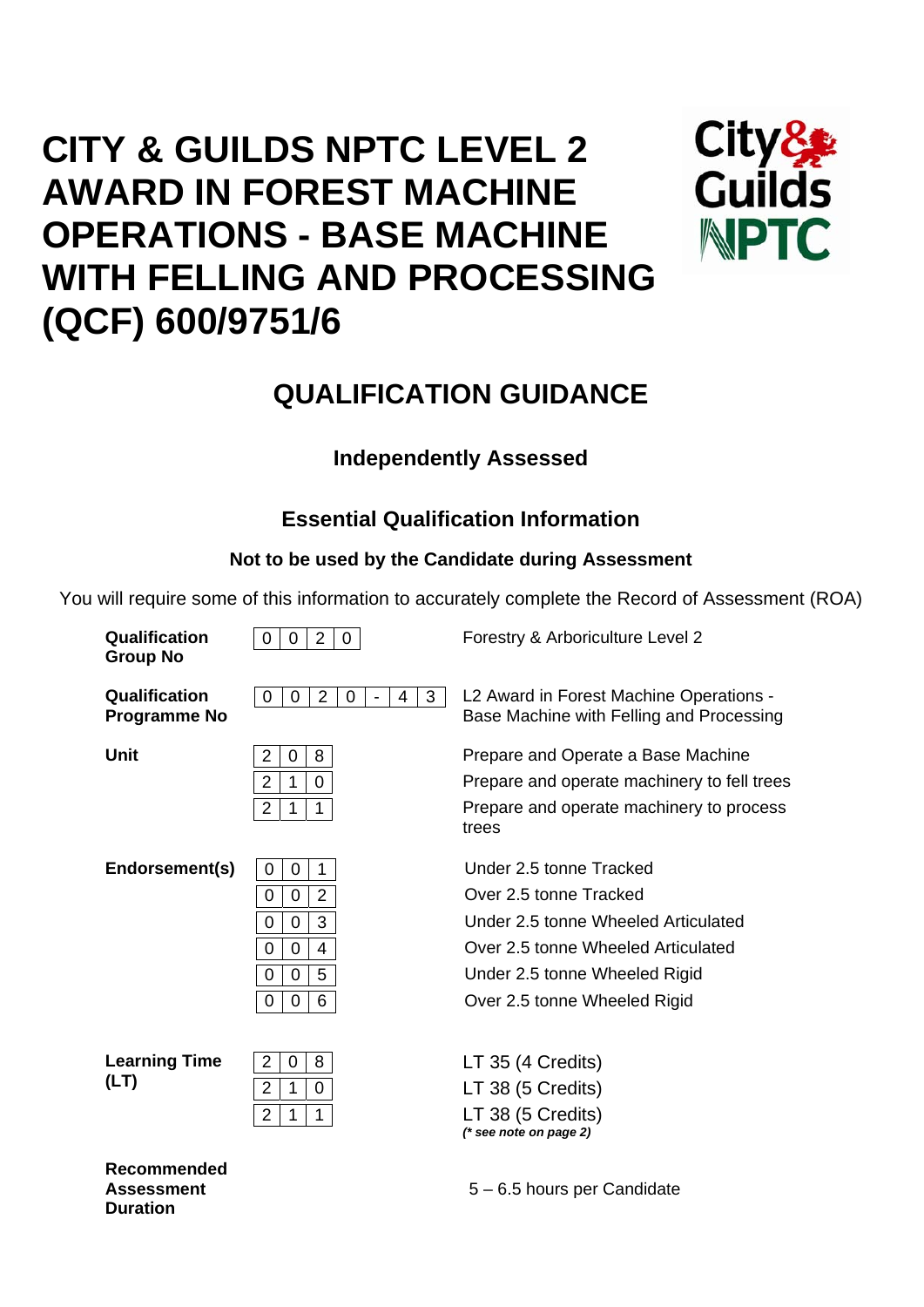# CITY & GUILDS NPTC LEVEL 2 AWARD IN FOREST MACHINE OPERATIONS - BASE MACHINE WITH FELLING AND PROCESSING (QCF) 600/9751/6

## QUALIFICATION GUIDANCE

### Independently Assessed

### Essential Qualification Information

**Not to be used by the Candidate during Assessment**

You will require some of this information to accurately complete the Record of Assessment (ROA)

| | | |
|---|---|---|
| **Qualification Group No** | 0020 | Forestry & Arboriculture Level 2 |
| **Qualification Programme No** | 0020 - 43 | L2 Award in Forest Machine Operations - Base Machine with Felling and Processing |
| **Unit** | 208 | Prepare and Operate a Base Machine |
| | 210 | Prepare and operate machinery to fell trees |
| | 211 | Prepare and operate machinery to process trees |
| **Endorsement(s)** | 001 | Under 2.5 tonne Tracked |
| | 002 | Over 2.5 tonne Tracked |
| | 003 | Under 2.5 tonne Wheeled Articulated |
| | 004 | Over 2.5 tonne Wheeled Articulated |
| | 005 | Under 2.5 tonne Wheeled Rigid |
| | 006 | Over 2.5 tonne Wheeled Rigid |
| **Learning Time (LT)** | 208 | LT 35 (4 Credits) |
| | 210 | LT 38 (5 Credits) |
| | 211 | LT 38 (5 Credits) ***(\* see note on page 2)*** |
| **Recommended Assessment Duration** | | 5 – 6.5 hours per Candidate |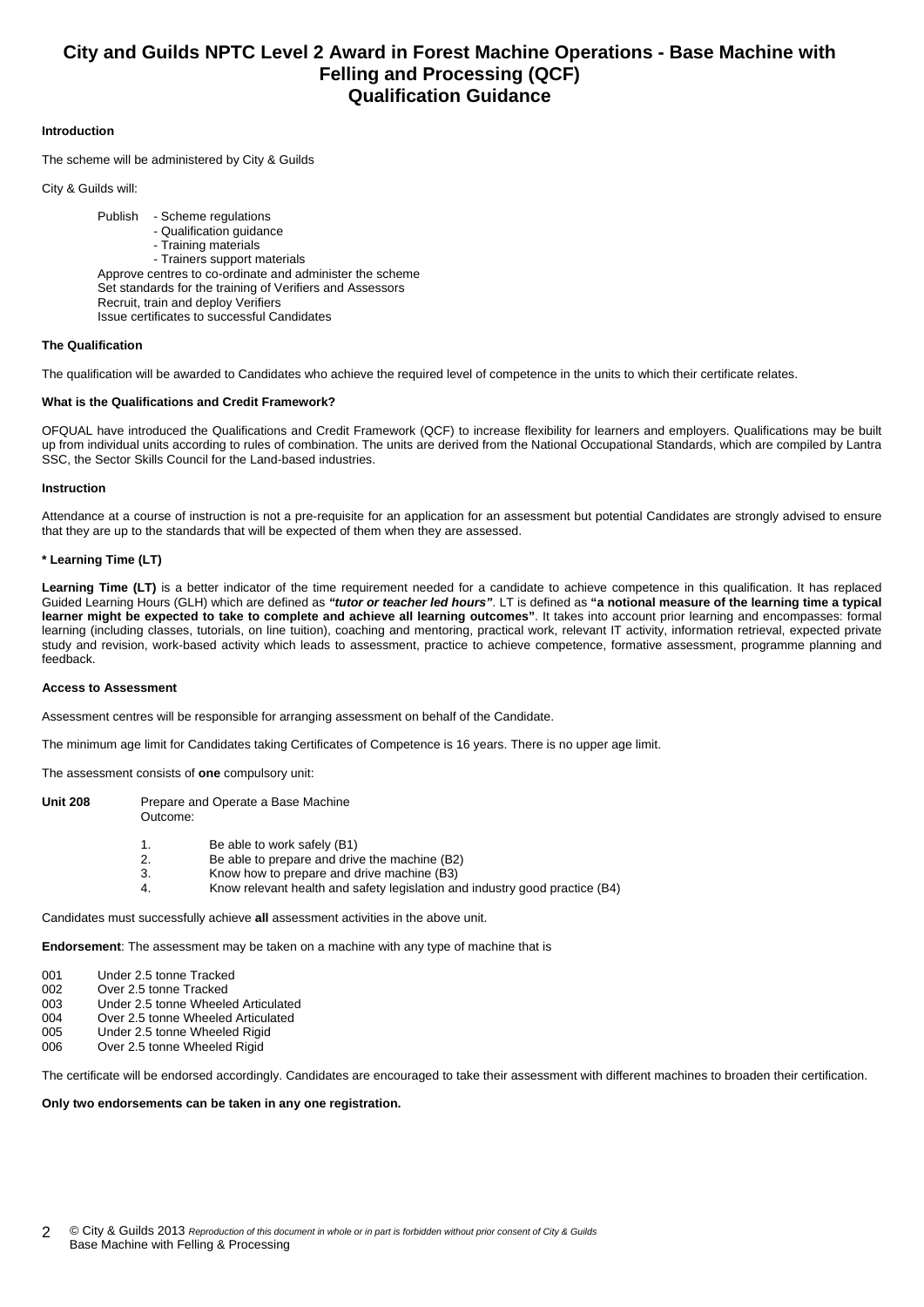# City and Guilds NPTC Level 2 Award in Forest Machine Operations - Base Machine with Felling and Processing (QCF)
# Qualification Guidance

**Introduction**

The scheme will be administered by City & Guilds

City & Guilds will:

Publish
- Scheme regulations
- Qualification guidance
- Training materials
- Trainers support materials

Approve centres to co-ordinate and administer the scheme
Set standards for the training of Verifiers and Assessors
Recruit, train and deploy Verifiers
Issue certificates to successful Candidates

**The Qualification**

The qualification will be awarded to Candidates who achieve the required level of competence in the units to which their certificate relates.

**What is the Qualifications and Credit Framework?**

OFQUAL have introduced the Qualifications and Credit Framework (QCF) to increase flexibility for learners and employers. Qualifications may be built up from individual units according to rules of combination. The units are derived from the National Occupational Standards, which are compiled by Lantra SSC, the Sector Skills Council for the Land-based industries.

**Instruction**

Attendance at a course of instruction is not a pre-requisite for an application for an assessment but potential Candidates are strongly advised to ensure that they are up to the standards that will be expected of them when they are assessed.

**\* Learning Time (LT)**

**Learning Time (LT)** is a better indicator of the time requirement needed for a candidate to achieve competence in this qualification. It has replaced Guided Learning Hours (GLH) which are defined as ***"tutor or teacher led hours"***. LT is defined as **"a notional measure of the learning time a typical learner might be expected to take to complete and achieve all learning outcomes"**. It takes into account prior learning and encompasses: formal learning (including classes, tutorials, on line tuition), coaching and mentoring, practical work, relevant IT activity, information retrieval, expected private study and revision, work-based activity which leads to assessment, practice to achieve competence, formative assessment, programme planning and feedback.

**Access to Assessment**

Assessment centres will be responsible for arranging assessment on behalf of the Candidate.

The minimum age limit for Candidates taking Certificates of Competence is 16 years. There is no upper age limit.

The assessment consists of **one** compulsory unit:

**Unit 208** Prepare and Operate a Base Machine
Outcome:

1. Be able to work safely (B1)
2. Be able to prepare and drive the machine (B2)
3. Know how to prepare and drive machine (B3)
4. Know relevant health and safety legislation and industry good practice (B4)

Candidates must successfully achieve **all** assessment activities in the above unit.

**Endorsement**: The assessment may be taken on a machine with any type of machine that is

001 Under 2.5 tonne Tracked
002 Over 2.5 tonne Tracked
003 Under 2.5 tonne Wheeled Articulated
004 Over 2.5 tonne Wheeled Articulated
005 Under 2.5 tonne Wheeled Rigid
006 Over 2.5 tonne Wheeled Rigid

The certificate will be endorsed accordingly. Candidates are encouraged to take their assessment with different machines to broaden their certification.

**Only two endorsements can be taken in any one registration.**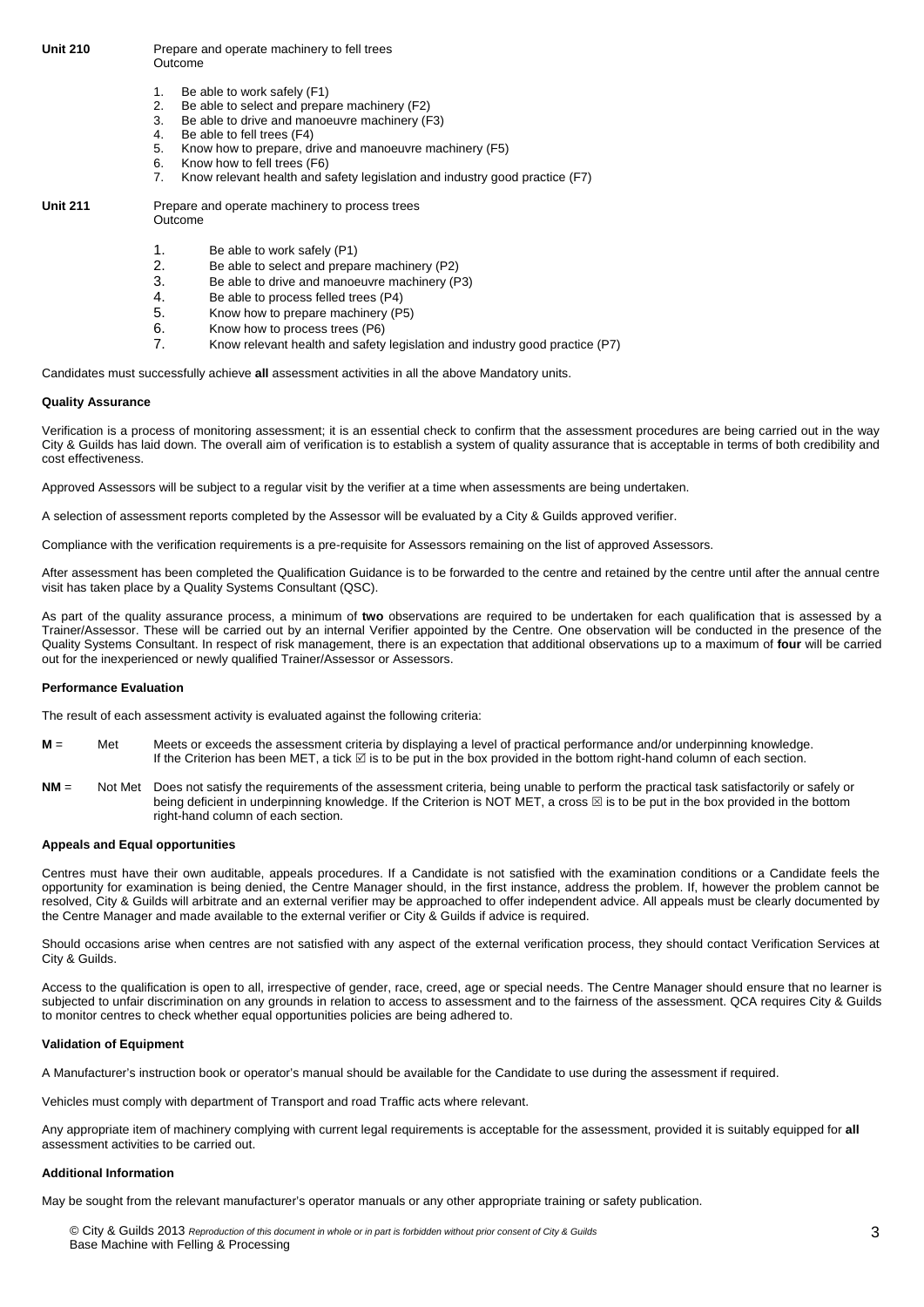**Unit 210** Prepare and operate machinery to fell trees

Outcome

1. Be able to work safely (F1)
2. Be able to select and prepare machinery (F2)
3. Be able to drive and manoeuvre machinery (F3)
4. Be able to fell trees (F4)
5. Know how to prepare, drive and manoeuvre machinery (F5)
6. Know how to fell trees (F6)
7. Know relevant health and safety legislation and industry good practice (F7)

**Unit 211** Prepare and operate machinery to process trees

Outcome

1. Be able to work safely (P1)
2. Be able to select and prepare machinery (P2)
3. Be able to drive and manoeuvre machinery (P3)
4. Be able to process felled trees (P4)
5. Know how to prepare machinery (P5)
6. Know how to process trees (P6)
7. Know relevant health and safety legislation and industry good practice (P7)

Candidates must successfully achieve **all** assessment activities in all the above Mandatory units.

**Quality Assurance**

Verification is a process of monitoring assessment; it is an essential check to confirm that the assessment procedures are being carried out in the way City & Guilds has laid down. The overall aim of verification is to establish a system of quality assurance that is acceptable in terms of both credibility and cost effectiveness.

Approved Assessors will be subject to a regular visit by the verifier at a time when assessments are being undertaken.

A selection of assessment reports completed by the Assessor will be evaluated by a City & Guilds approved verifier.

Compliance with the verification requirements is a pre-requisite for Assessors remaining on the list of approved Assessors.

After assessment has been completed the Qualification Guidance is to be forwarded to the centre and retained by the centre until after the annual centre visit has taken place by a Quality Systems Consultant (QSC).

As part of the quality assurance process, a minimum of **two** observations are required to be undertaken for each qualification that is assessed by a Trainer/Assessor. These will be carried out by an internal Verifier appointed by the Centre. One observation will be conducted in the presence of the Quality Systems Consultant. In respect of risk management, there is an expectation that additional observations up to a maximum of **four** will be carried out for the inexperienced or newly qualified Trainer/Assessor or Assessors.

**Performance Evaluation**

The result of each assessment activity is evaluated against the following criteria:

**M** = Met — Meets or exceeds the assessment criteria by displaying a level of practical performance and/or underpinning knowledge. If the Criterion has been MET, a tick ☑ is to be put in the box provided in the bottom right-hand column of each section.

**NM** = Not Met — Does not satisfy the requirements of the assessment criteria, being unable to perform the practical task satisfactorily or safely or being deficient in underpinning knowledge. If the Criterion is NOT MET, a cross ☒ is to be put in the box provided in the bottom right-hand column of each section.

**Appeals and Equal opportunities**

Centres must have their own auditable, appeals procedures. If a Candidate is not satisfied with the examination conditions or a Candidate feels the opportunity for examination is being denied, the Centre Manager should, in the first instance, address the problem. If, however the problem cannot be resolved, City & Guilds will arbitrate and an external verifier may be approached to offer independent advice. All appeals must be clearly documented by the Centre Manager and made available to the external verifier or City & Guilds if advice is required.

Should occasions arise when centres are not satisfied with any aspect of the external verification process, they should contact Verification Services at City & Guilds.

Access to the qualification is open to all, irrespective of gender, race, creed, age or special needs. The Centre Manager should ensure that no learner is subjected to unfair discrimination on any grounds in relation to access to assessment and to the fairness of the assessment. QCA requires City & Guilds to monitor centres to check whether equal opportunities policies are being adhered to.

**Validation of Equipment**

A Manufacturer's instruction book or operator's manual should be available for the Candidate to use during the assessment if required.

Vehicles must comply with department of Transport and road Traffic acts where relevant.

Any appropriate item of machinery complying with current legal requirements is acceptable for the assessment, provided it is suitably equipped for **all** assessment activities to be carried out.

**Additional Information**

May be sought from the relevant manufacturer's operator manuals or any other appropriate training or safety publication.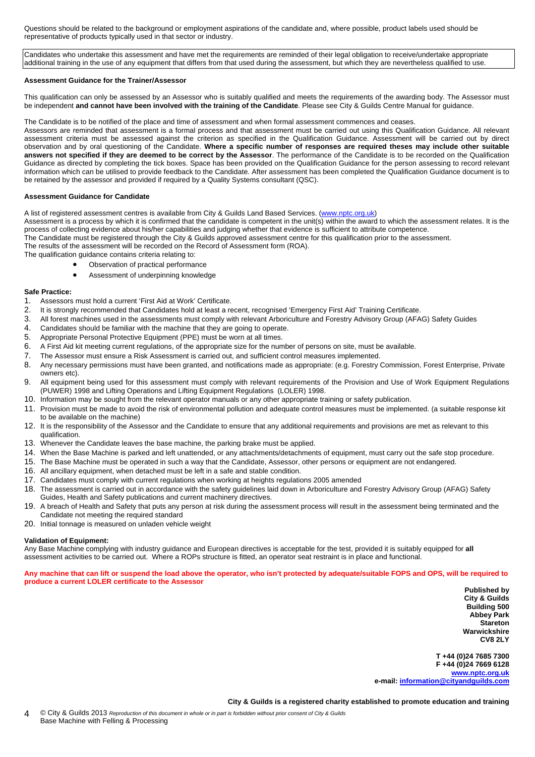Questions should be related to the background or employment aspirations of the candidate and, where possible, product labels used should be representative of products typically used in that sector or industry.

Candidates who undertake this assessment and have met the requirements are reminded of their legal obligation to receive/undertake appropriate additional training in the use of any equipment that differs from that used during the assessment, but which they are nevertheless qualified to use.

**Assessment Guidance for the Trainer/Assessor**

This qualification can only be assessed by an Assessor who is suitably qualified and meets the requirements of the awarding body. The Assessor must be independent **and cannot have been involved with the training of the Candidate**. Please see City & Guilds Centre Manual for guidance.

The Candidate is to be notified of the place and time of assessment and when formal assessment commences and ceases.

Assessors are reminded that assessment is a formal process and that assessment must be carried out using this Qualification Guidance. All relevant assessment criteria must be assessed against the criterion as specified in the Qualification Guidance. Assessment will be carried out by direct observation and by oral questioning of the Candidate. **Where a specific number of responses are required theses may include other suitable answers not specified if they are deemed to be correct by the Assessor**. The performance of the Candidate is to be recorded on the Qualification Guidance as directed by completing the tick boxes. Space has been provided on the Qualification Guidance for the person assessing to record relevant information which can be utilised to provide feedback to the Candidate. After assessment has been completed the Qualification Guidance document is to be retained by the assessor and provided if required by a Quality Systems consultant (QSC).

**Assessment Guidance for Candidate**

A list of registered assessment centres is available from City & Guilds Land Based Services. (www.nptc.org.uk)

Assessment is a process by which it is confirmed that the candidate is competent in the unit(s) within the award to which the assessment relates. It is the process of collecting evidence about his/her capabilities and judging whether that evidence is sufficient to attribute competence.

The Candidate must be registered through the City & Guilds approved assessment centre for this qualification prior to the assessment.

The results of the assessment will be recorded on the Record of Assessment form (ROA).

The qualification guidance contains criteria relating to:

- Observation of practical performance
- Assessment of underpinning knowledge

**Safe Practice:**

1. Assessors must hold a current 'First Aid at Work' Certificate.
2. It is strongly recommended that Candidates hold at least a recent, recognised 'Emergency First Aid' Training Certificate.
3. All forest machines used in the assessments must comply with relevant Arboriculture and Forestry Advisory Group (AFAG) Safety Guides
4. Candidates should be familiar with the machine that they are going to operate.
5. Appropriate Personal Protective Equipment (PPE) must be worn at all times.
6. A First Aid kit meeting current regulations, of the appropriate size for the number of persons on site, must be available.
7. The Assessor must ensure a Risk Assessment is carried out, and sufficient control measures implemented.
8. Any necessary permissions must have been granted, and notifications made as appropriate: (e.g. Forestry Commission, Forest Enterprise, Private owners etc).
9. All equipment being used for this assessment must comply with relevant requirements of the Provision and Use of Work Equipment Regulations (PUWER) 1998 and Lifting Operations and Lifting Equipment Regulations (LOLER) 1998.
10. Information may be sought from the relevant operator manuals or any other appropriate training or safety publication.
11. Provision must be made to avoid the risk of environmental pollution and adequate control measures must be implemented. (a suitable response kit to be available on the machine)
12. It is the responsibility of the Assessor and the Candidate to ensure that any additional requirements and provisions are met as relevant to this qualification.
13. Whenever the Candidate leaves the base machine, the parking brake must be applied.
14. When the Base Machine is parked and left unattended, or any attachments/detachments of equipment, must carry out the safe stop procedure.
15. The Base Machine must be operated in such a way that the Candidate, Assessor, other persons or equipment are not endangered.
16. All ancillary equipment, when detached must be left in a safe and stable condition.
17. Candidates must comply with current regulations when working at heights regulations 2005 amended
18. The assessment is carried out in accordance with the safety guidelines laid down in Arboriculture and Forestry Advisory Group (AFAG) Safety Guides, Health and Safety publications and current machinery directives.
19. A breach of Health and Safety that puts any person at risk during the assessment process will result in the assessment being terminated and the Candidate not meeting the required standard
20. Initial tonnage is measured on unladen vehicle weight

**Validation of Equipment:**

Any Base Machine complying with industry guidance and European directives is acceptable for the test, provided it is suitably equipped for **all** assessment activities to be carried out. Where a ROPs structure is fitted, an operator seat restraint is in place and functional.

**Any machine that can lift or suspend the load above the operator, who isn't protected by adequate/suitable FOPS and OPS, will be required to produce a current LOLER certificate to the Assessor**

**Published by**
**City & Guilds**
**Building 500**
**Abbey Park**
**Stareton**
**Warwickshire**
**CV8 2LY**

**T +44 (0)24 7685 7300**
**F +44 (0)24 7669 6128**
**www.nptc.org.uk**
**e-mail: information@cityandguilds.com**

**City & Guilds is a registered charity established to promote education and training**

© City & Guilds 2013 *Reproduction of this document in whole or in part is forbidden without prior consent of City & Guilds*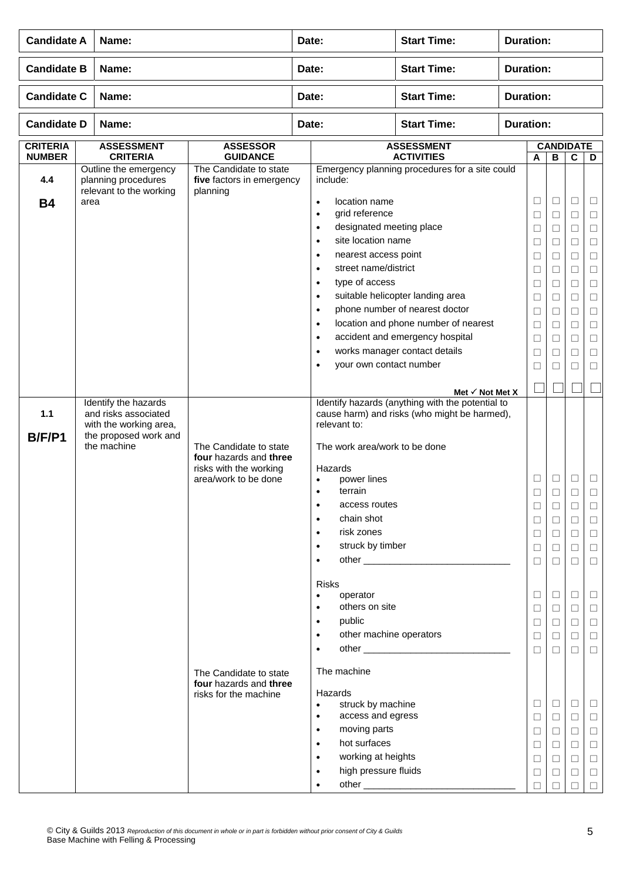| Candidate A | Name: | Date: | Start Time: | Duration: |
|---|---|---|---|---|
| **Candidate B** | **Name:** | **Date:** | **Start Time:** | **Duration:** |
| **Candidate C** | **Name:** | **Date:** | **Start Time:** | **Duration:** |
| **Candidate D** | **Name:** | **Date:** | **Start Time:** | **Duration:** |

| CRITERIA NUMBER | ASSESSMENT CRITERIA | ASSESSOR GUIDANCE | ASSESSMENT ACTIVITIES | CANDIDATE A | B | C | D |
|---|---|---|---|---|---|---|---|
| **4.4** **B4** | Outline the emergency planning procedures relevant to the working area | The Candidate to state **five** factors in emergency planning | Emergency planning procedures for a site could include: | | | | |
| | | | • location name | ☐ | ☐ | ☐ | ☐ |
| | | | • grid reference | ☐ | ☐ | ☐ | ☐ |
| | | | • designated meeting place | ☐ | ☐ | ☐ | ☐ |
| | | | • site location name | ☐ | ☐ | ☐ | ☐ |
| | | | • nearest access point | ☐ | ☐ | ☐ | ☐ |
| | | | • street name/district | ☐ | ☐ | ☐ | ☐ |
| | | | • type of access | ☐ | ☐ | ☐ | ☐ |
| | | | • suitable helicopter landing area | ☐ | ☐ | ☐ | ☐ |
| | | | • phone number of nearest doctor | ☐ | ☐ | ☐ | ☐ |
| | | | • location and phone number of nearest | ☐ | ☐ | ☐ | ☐ |
| | | | • accident and emergency hospital | ☐ | ☐ | ☐ | ☐ |
| | | | • works manager contact details | ☐ | ☐ | ☐ | ☐ |
| | | | • your own contact number | ☐ | ☐ | ☐ | ☐ |
| | | | **Met ✓ Not Met X** | ☐ | ☐ | ☐ | ☐ |
| **1.1** **B/F/P1** | Identify the hazards and risks associated with the working area, the proposed work and the machine | | Identify hazards (anything with the potential to cause harm) and risks (who might be harmed), relevant to: | | | | |
| | | The Candidate to state **four** hazards and **three** risks with the working area/work to be done | The work area/work to be done | | | | |
| | | | Hazards | | | | |
| | | | • power lines | ☐ | ☐ | ☐ | ☐ |
| | | | • terrain | ☐ | ☐ | ☐ | ☐ |
| | | | • access routes | ☐ | ☐ | ☐ | ☐ |
| | | | • chain shot | ☐ | ☐ | ☐ | ☐ |
| | | | • risk zones | ☐ | ☐ | ☐ | ☐ |
| | | | • struck by timber | ☐ | ☐ | ☐ | ☐ |
| | | | • other ____________________________ | ☐ | ☐ | ☐ | ☐ |
| | | | Risks | | | | |
| | | | • operator | ☐ | ☐ | ☐ | ☐ |
| | | | • others on site | ☐ | ☐ | ☐ | ☐ |
| | | | • public | ☐ | ☐ | ☐ | ☐ |
| | | | • other machine operators | ☐ | ☐ | ☐ | ☐ |
| | | | • other ____________________________ | ☐ | ☐ | ☐ | ☐ |
| | | The Candidate to state **four** hazards and **three** risks for the machine | The machine | | | | |
| | | | Hazards | | | | |
| | | | • struck by machine | ☐ | ☐ | ☐ | ☐ |
| | | | • access and egress | ☐ | ☐ | ☐ | ☐ |
| | | | • moving parts | ☐ | ☐ | ☐ | ☐ |
| | | | • hot surfaces | ☐ | ☐ | ☐ | ☐ |
| | | | • working at heights | ☐ | ☐ | ☐ | ☐ |
| | | | • high pressure fluids | ☐ | ☐ | ☐ | ☐ |
| | | | • other ____________________________ | ☐ | ☐ | ☐ | ☐ |

© City & Guilds 2013 *Reproduction of this document in whole or in part is forbidden without prior consent of City & Guilds*
Base Machine with Felling & Processing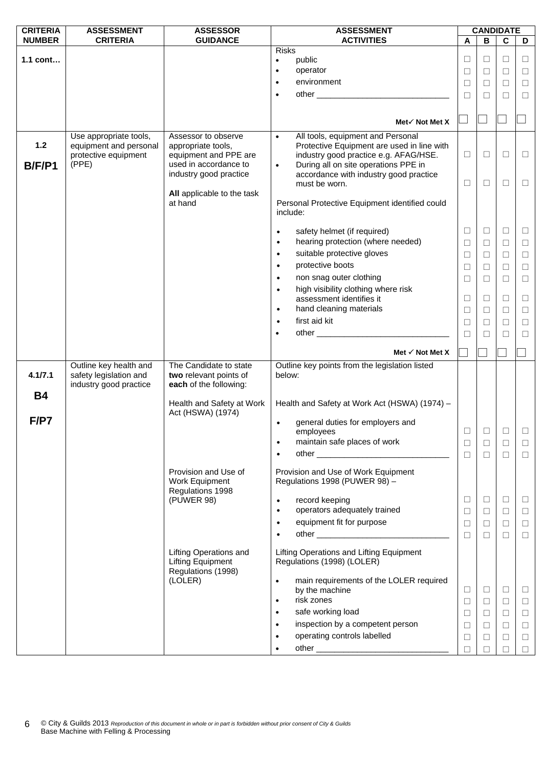| CRITERIA NUMBER | ASSESSMENT CRITERIA | ASSESSOR GUIDANCE | ASSESSMENT ACTIVITIES | CANDIDATE A | CANDIDATE B | CANDIDATE C | CANDIDATE D |
|---|---|---|---|---|---|---|---|
| 1.1 cont… | | | Risks | | | | |
| | | | • public | ☐ | ☐ | ☐ | ☐ |
| | | | • operator | ☐ | ☐ | ☐ | ☐ |
| | | | • environment | ☐ | ☐ | ☐ | ☐ |
| | | | • other ______________________________ | ☐ | ☐ | ☐ | ☐ |
| | | | Met ✓ Not Met X | ☐ | ☐ | ☐ | ☐ |
| 1.2<br>B/F/P1 | Use appropriate tools, equipment and personal protective equipment (PPE) | Assessor to observe appropriate tools, equipment and PPE are used in accordance to industry good practice<br><br>**All** applicable to the task at hand | • All tools, equipment and Personal Protective Equipment are used in line with industry good practice e.g. AFAG/HSE. | ☐ | ☐ | ☐ | ☐ |
| | | | • During all on site operations PPE in accordance with industry good practice must be worn. | ☐ | ☐ | ☐ | ☐ |
| | | | Personal Protective Equipment identified could include: | | | | |
| | | | • safety helmet (if required) | ☐ | ☐ | ☐ | ☐ |
| | | | • hearing protection (where needed) | ☐ | ☐ | ☐ | ☐ |
| | | | • suitable protective gloves | ☐ | ☐ | ☐ | ☐ |
| | | | • protective boots | ☐ | ☐ | ☐ | ☐ |
| | | | • non snag outer clothing | ☐ | ☐ | ☐ | ☐ |
| | | | • high visibility clothing where risk assessment identifies it | ☐ | ☐ | ☐ | ☐ |
| | | | • hand cleaning materials | ☐ | ☐ | ☐ | ☐ |
| | | | • first aid kit | ☐ | ☐ | ☐ | ☐ |
| | | | • other ______________________________ | ☐ | ☐ | ☐ | ☐ |
| | | | Met ✓ Not Met X | ☐ | ☐ | ☐ | ☐ |
| 4.1/7.1<br>B4<br>F/P7 | Outline key health and safety legislation and industry good practice | The Candidate to state **two** relevant points of **each** of the following: | Outline key points from the legislation listed below: | | | | |
| | | Health and Safety at Work Act (HSWA) (1974) | Health and Safety at Work Act (HSWA) (1974) – | | | | |
| | | | • general duties for employers and employees | ☐ | ☐ | ☐ | ☐ |
| | | | • maintain safe places of work | ☐ | ☐ | ☐ | ☐ |
| | | | • other ______________________________ | ☐ | ☐ | ☐ | ☐ |
| | | Provision and Use of Work Equipment Regulations 1998 (PUWER 98) | Provision and Use of Work Equipment Regulations 1998 (PUWER 98) – | | | | |
| | | | • record keeping | ☐ | ☐ | ☐ | ☐ |
| | | | • operators adequately trained | ☐ | ☐ | ☐ | ☐ |
| | | | • equipment fit for purpose | ☐ | ☐ | ☐ | ☐ |
| | | | • other ______________________________ | ☐ | ☐ | ☐ | ☐ |
| | | Lifting Operations and Lifting Equipment Regulations (1998) (LOLER) | Lifting Operations and Lifting Equipment Regulations (1998) (LOLER) | | | | |
| | | | • main requirements of the LOLER required by the machine | ☐ | ☐ | ☐ | ☐ |
| | | | • risk zones | ☐ | ☐ | ☐ | ☐ |
| | | | • safe working load | ☐ | ☐ | ☐ | ☐ |
| | | | • inspection by a competent person | ☐ | ☐ | ☐ | ☐ |
| | | | • operating controls labelled | ☐ | ☐ | ☐ | ☐ |
| | | | • other ______________________________ | ☐ | ☐ | ☐ | ☐ |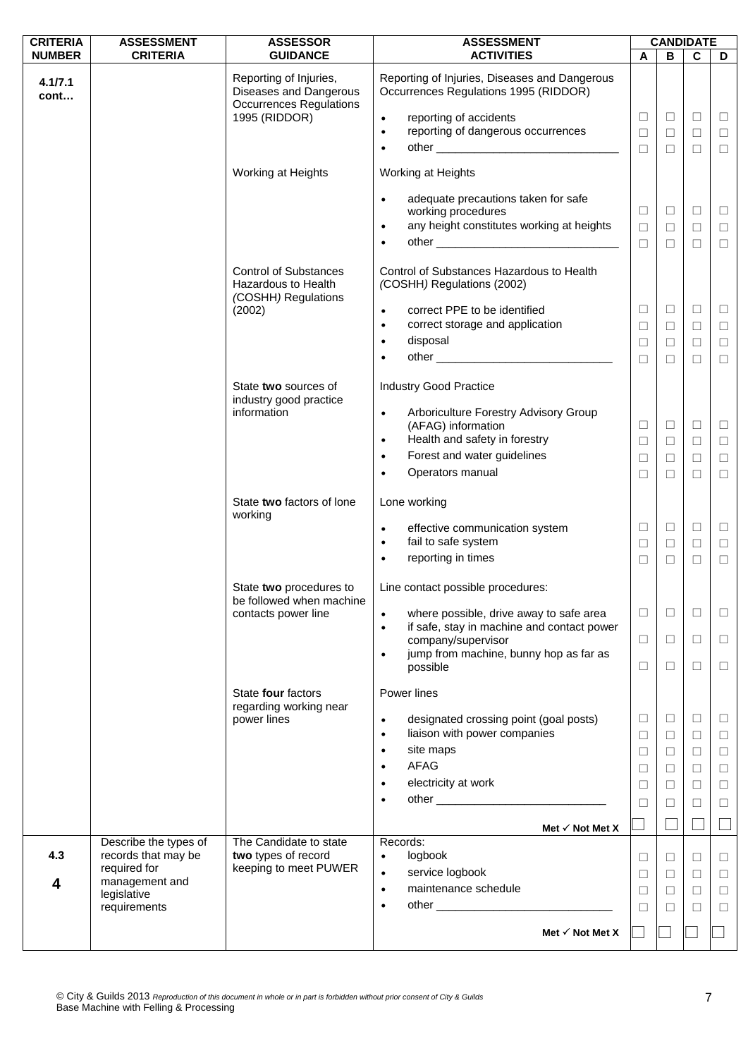| CRITERIA NUMBER | ASSESSMENT CRITERIA | ASSESSOR GUIDANCE | ASSESSMENT ACTIVITIES | CANDIDATE A | CANDIDATE B | CANDIDATE C | CANDIDATE D |
|---|---|---|---|---|---|---|---|
| 4.1/7.1 cont… | | Reporting of Injuries, Diseases and Dangerous Occurrences Regulations 1995 (RIDDOR) | Reporting of Injuries, Diseases and Dangerous Occurrences Regulations 1995 (RIDDOR) | | | | |
| | | | • reporting of accidents | ☐ | ☐ | ☐ | ☐ |
| | | | • reporting of dangerous occurrences | ☐ | ☐ | ☐ | ☐ |
| | | | • other ____________________________ | ☐ | ☐ | ☐ | ☐ |
| | | Working at Heights | Working at Heights | | | | |
| | | | • adequate precautions taken for safe working procedures | ☐ | ☐ | ☐ | ☐ |
| | | | • any height constitutes working at heights | ☐ | ☐ | ☐ | ☐ |
| | | | • other ____________________________ | ☐ | ☐ | ☐ | ☐ |
| | | Control of Substances Hazardous to Health (COSHH) Regulations (2002) | Control of Substances Hazardous to Health (COSHH) Regulations (2002) | | | | |
| | | | • correct PPE to be identified | ☐ | ☐ | ☐ | ☐ |
| | | | • correct storage and application | ☐ | ☐ | ☐ | ☐ |
| | | | • disposal | ☐ | ☐ | ☐ | ☐ |
| | | | • other ____________________________ | ☐ | ☐ | ☐ | ☐ |
| | | State **two** sources of industry good practice information | Industry Good Practice | | | | |
| | | | • Arboriculture Forestry Advisory Group (AFAG) information | ☐ | ☐ | ☐ | ☐ |
| | | | • Health and safety in forestry | ☐ | ☐ | ☐ | ☐ |
| | | | • Forest and water guidelines | ☐ | ☐ | ☐ | ☐ |
| | | | • Operators manual | ☐ | ☐ | ☐ | ☐ |
| | | State **two** factors of lone working | Lone working | | | | |
| | | | • effective communication system | ☐ | ☐ | ☐ | ☐ |
| | | | • fail to safe system | ☐ | ☐ | ☐ | ☐ |
| | | | • reporting in times | ☐ | ☐ | ☐ | ☐ |
| | | State **two** procedures to be followed when machine contacts power line | Line contact possible procedures: | | | | |
| | | | • where possible, drive away to safe area | ☐ | ☐ | ☐ | ☐ |
| | | | • if safe, stay in machine and contact power company/supervisor | ☐ | ☐ | ☐ | ☐ |
| | | | • jump from machine, bunny hop as far as possible | ☐ | ☐ | ☐ | ☐ |
| | | State **four** factors regarding working near power lines | Power lines | | | | |
| | | | • designated crossing point (goal posts) | ☐ | ☐ | ☐ | ☐ |
| | | | • liaison with power companies | ☐ | ☐ | ☐ | ☐ |
| | | | • site maps | ☐ | ☐ | ☐ | ☐ |
| | | | • AFAG | ☐ | ☐ | ☐ | ☐ |
| | | | • electricity at work | ☐ | ☐ | ☐ | ☐ |
| | | | • other ____________________________ | ☐ | ☐ | ☐ | ☐ |
| | | | **Met ✓ Not Met X** | ☐ | ☐ | ☐ | ☐ |
| 4.3<br>**4** | Describe the types of records that may be required for management and legislative requirements | The Candidate to state **two** types of record keeping to meet PUWER | Records: | | | | |
| | | | • logbook | ☐ | ☐ | ☐ | ☐ |
| | | | • service logbook | ☐ | ☐ | ☐ | ☐ |
| | | | • maintenance schedule | ☐ | ☐ | ☐ | ☐ |
| | | | • other ____________________________ | ☐ | ☐ | ☐ | ☐ |
| | | | **Met ✓ Not Met X** | ☐ | ☐ | ☐ | ☐ |

© City & Guilds 2013 *Reproduction of this document in whole or in part is forbidden without prior consent of City & Guilds*
Base Machine with Felling & Processing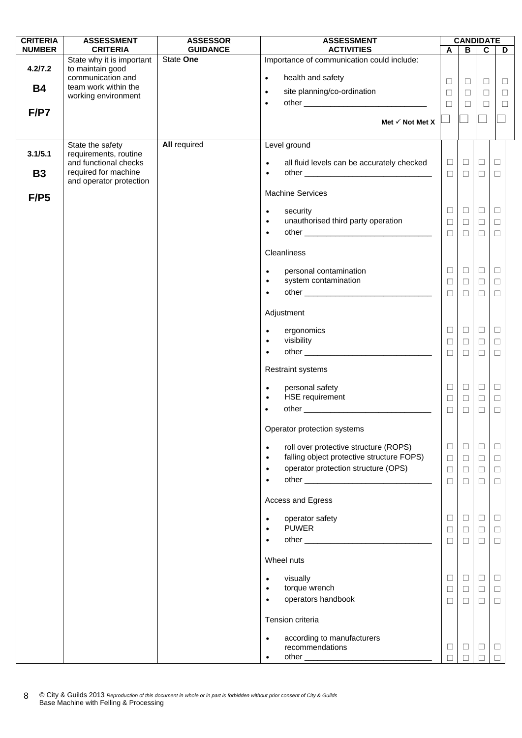| CRITERIA NUMBER | ASSESSMENT CRITERIA | ASSESSOR GUIDANCE | ASSESSMENT ACTIVITIES | CANDIDATE A | B | C | D |
|---|---|---|---|---|---|---|---|
| 4.2/7.2<br><br>**B4**<br><br>**F/P7** | State why it is important to maintain good communication and team work within the working environment | State **One** | Importance of communication could include: | | | | |
| | | | • health and safety | ☐ | ☐ | ☐ | ☐ |
| | | | • site planning/co-ordination | ☐ | ☐ | ☐ | ☐ |
| | | | • other ____________________________ | ☐ | ☐ | ☐ | ☐ |
| | | | **Met ✓ Not Met X** | ☐ | ☐ | ☐ | ☐ |
| 3.1/5.1<br><br>**B3**<br><br>**F/P5** | State the safety requirements, routine and functional checks required for machine and operator protection | **All** required | Level ground | | | | |
| | | | • all fluid levels can be accurately checked | ☐ | ☐ | ☐ | ☐ |
| | | | • other ____________________________ | ☐ | ☐ | ☐ | ☐ |
| | | | Machine Services | | | | |
| | | | • security | ☐ | ☐ | ☐ | ☐ |
| | | | • unauthorised third party operation | ☐ | ☐ | ☐ | ☐ |
| | | | • other ____________________________ | ☐ | ☐ | ☐ | ☐ |
| | | | Cleanliness | | | | |
| | | | • personal contamination | ☐ | ☐ | ☐ | ☐ |
| | | | • system contamination | ☐ | ☐ | ☐ | ☐ |
| | | | • other ____________________________ | ☐ | ☐ | ☐ | ☐ |
| | | | Adjustment | | | | |
| | | | • ergonomics | ☐ | ☐ | ☐ | ☐ |
| | | | • visibility | ☐ | ☐ | ☐ | ☐ |
| | | | • other ____________________________ | ☐ | ☐ | ☐ | ☐ |
| | | | Restraint systems | | | | |
| | | | • personal safety | ☐ | ☐ | ☐ | ☐ |
| | | | • HSE requirement | ☐ | ☐ | ☐ | ☐ |
| | | | • other ____________________________ | ☐ | ☐ | ☐ | ☐ |
| | | | Operator protection systems | | | | |
| | | | • roll over protective structure (ROPS) | ☐ | ☐ | ☐ | ☐ |
| | | | • falling object protective structure FOPS) | ☐ | ☐ | ☐ | ☐ |
| | | | • operator protection structure (OPS) | ☐ | ☐ | ☐ | ☐ |
| | | | • other ____________________________ | ☐ | ☐ | ☐ | ☐ |
| | | | Access and Egress | | | | |
| | | | • operator safety | ☐ | ☐ | ☐ | ☐ |
| | | | • PUWER | ☐ | ☐ | ☐ | ☐ |
| | | | • other ____________________________ | ☐ | ☐ | ☐ | ☐ |
| | | | Wheel nuts | | | | |
| | | | • visually | ☐ | ☐ | ☐ | ☐ |
| | | | • torque wrench | ☐ | ☐ | ☐ | ☐ |
| | | | • operators handbook | ☐ | ☐ | ☐ | ☐ |
| | | | Tension criteria | | | | |
| | | | • according to manufacturers recommendations | ☐ | ☐ | ☐ | ☐ |
| | | | • other ____________________________ | ☐ | ☐ | ☐ | ☐ |

© City & Guilds 2013 *Reproduction of this document in whole or in part is forbidden without prior consent of City & Guilds*
Base Machine with Felling & Processing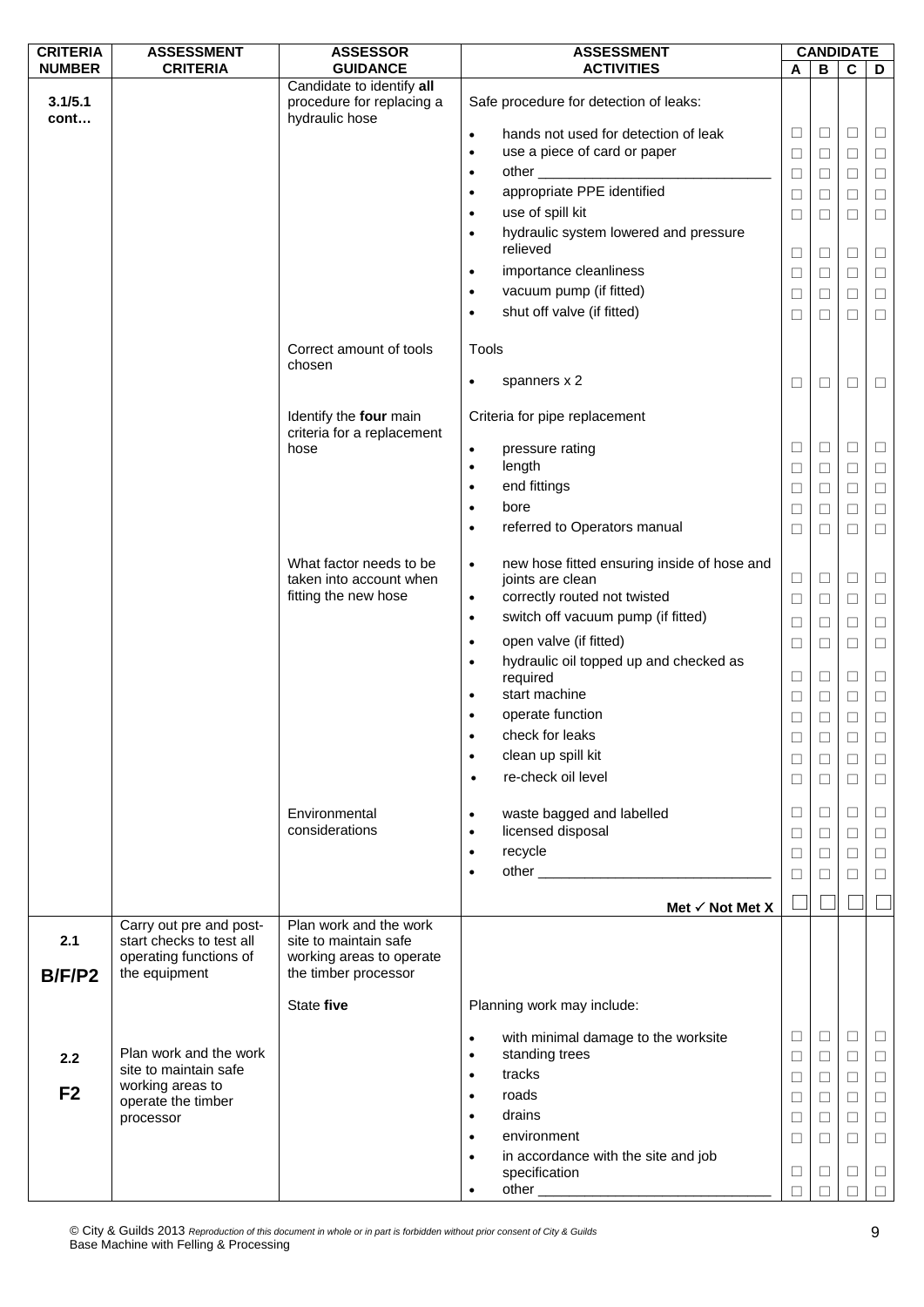| CRITERIA NUMBER | ASSESSMENT CRITERIA | ASSESSOR GUIDANCE | ASSESSMENT ACTIVITIES | CANDIDATE | | | |
|---|---|---|---|---|---|---|---|
| | | | | A | B | C | D |
| 3.1/5.1 cont… | | Candidate to identify **all** procedure for replacing a hydraulic hose | Safe procedure for detection of leaks: | | | | |
| | | | • hands not used for detection of leak | ☐ | ☐ | ☐ | ☐ |
| | | | • use a piece of card or paper | ☐ | ☐ | ☐ | ☐ |
| | | | • other ______________________________ | ☐ | ☐ | ☐ | ☐ |
| | | | • appropriate PPE identified | ☐ | ☐ | ☐ | ☐ |
| | | | • use of spill kit | ☐ | ☐ | ☐ | ☐ |
| | | | • hydraulic system lowered and pressure relieved | ☐ | ☐ | ☐ | ☐ |
| | | | • importance cleanliness | ☐ | ☐ | ☐ | ☐ |
| | | | • vacuum pump (if fitted) | ☐ | ☐ | ☐ | ☐ |
| | | | • shut off valve (if fitted) | ☐ | ☐ | ☐ | ☐ |
| | | Correct amount of tools chosen | Tools | | | | |
| | | | • spanners x 2 | ☐ | ☐ | ☐ | ☐ |
| | | Identify the **four** main criteria for a replacement hose | Criteria for pipe replacement | | | | |
| | | | • pressure rating | ☐ | ☐ | ☐ | ☐ |
| | | | • length | ☐ | ☐ | ☐ | ☐ |
| | | | • end fittings | ☐ | ☐ | ☐ | ☐ |
| | | | • bore | ☐ | ☐ | ☐ | ☐ |
| | | | • referred to Operators manual | ☐ | ☐ | ☐ | ☐ |
| | | What factor needs to be taken into account when fitting the new hose | • new hose fitted ensuring inside of hose and joints are clean | ☐ | ☐ | ☐ | ☐ |
| | | | • correctly routed not twisted | ☐ | ☐ | ☐ | ☐ |
| | | | • switch off vacuum pump (if fitted) | ☐ | ☐ | ☐ | ☐ |
| | | | • open valve (if fitted) | ☐ | ☐ | ☐ | ☐ |
| | | | • hydraulic oil topped up and checked as required | ☐ | ☐ | ☐ | ☐ |
| | | | • start machine | ☐ | ☐ | ☐ | ☐ |
| | | | • operate function | ☐ | ☐ | ☐ | ☐ |
| | | | • check for leaks | ☐ | ☐ | ☐ | ☐ |
| | | | • clean up spill kit | ☐ | ☐ | ☐ | ☐ |
| | | | • re-check oil level | ☐ | ☐ | ☐ | ☐ |
| | | Environmental considerations | • waste bagged and labelled | ☐ | ☐ | ☐ | ☐ |
| | | | • licensed disposal | ☐ | ☐ | ☐ | ☐ |
| | | | • recycle | ☐ | ☐ | ☐ | ☐ |
| | | | • other ______________________________ | ☐ | ☐ | ☐ | ☐ |
| | | | **Met ✓ Not Met X** | ☐ | ☐ | ☐ | ☐ |
| 2.1 B/F/P2 | Carry out pre and post-start checks to test all operating functions of the equipment | Plan work and the work site to maintain safe working areas to operate the timber processor | | | | | |
| | | State **five** | Planning work may include: | | | | |
| 2.2 F2 | Plan work and the work site to maintain safe working areas to operate the timber processor | | • with minimal damage to the worksite | ☐ | ☐ | ☐ | ☐ |
| | | | • standing trees | ☐ | ☐ | ☐ | ☐ |
| | | | • tracks | ☐ | ☐ | ☐ | ☐ |
| | | | • roads | ☐ | ☐ | ☐ | ☐ |
| | | | • drains | ☐ | ☐ | ☐ | ☐ |
| | | | • environment | ☐ | ☐ | ☐ | ☐ |
| | | | • in accordance with the site and job specification | ☐ | ☐ | ☐ | ☐ |
| | | | • other ______________________________ | ☐ | ☐ | ☐ | ☐ |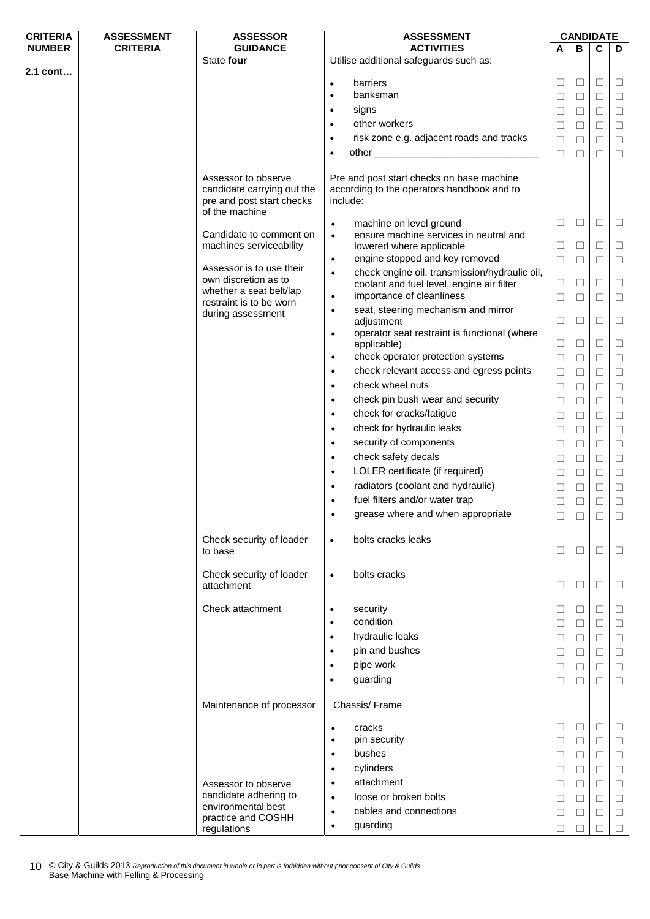| CRITERIA NUMBER | ASSESSMENT CRITERIA | ASSESSOR GUIDANCE | ASSESSMENT ACTIVITIES | CANDIDATE A | B | C | D |
|---|---|---|---|---|---|---|---|
| **2.1 cont…** | | State **four** | Utilise additional safeguards such as: | | | | |
| | | | • barriers | ☐ | ☐ | ☐ | ☐ |
| | | | • banksman | ☐ | ☐ | ☐ | ☐ |
| | | | • signs | ☐ | ☐ | ☐ | ☐ |
| | | | • other workers | ☐ | ☐ | ☐ | ☐ |
| | | | • risk zone e.g. adjacent roads and tracks | ☐ | ☐ | ☐ | ☐ |
| | | | • other ______________________________ | ☐ | ☐ | ☐ | ☐ |
| | | Assessor to observe candidate carrying out the pre and post start checks of the machine | Pre and post start checks on base machine according to the operators handbook and to include: | | | | |
| | | | • machine on level ground | ☐ | ☐ | ☐ | ☐ |
| | | Candidate to comment on machines serviceability | • ensure machine services in neutral and lowered where applicable | ☐ | ☐ | ☐ | ☐ |
| | | | • engine stopped and key removed | ☐ | ☐ | ☐ | ☐ |
| | | Assessor is to use their own discretion as to whether a seat belt/lap restraint is to be worn during assessment | • check engine oil, transmission/hydraulic oil, coolant and fuel level, engine air filter | ☐ | ☐ | ☐ | ☐ |
| | | | • importance of cleanliness | ☐ | ☐ | ☐ | ☐ |
| | | | • seat, steering mechanism and mirror adjustment | ☐ | ☐ | ☐ | ☐ |
| | | | • operator seat restraint is functional (where applicable) | ☐ | ☐ | ☐ | ☐ |
| | | | • check operator protection systems | ☐ | ☐ | ☐ | ☐ |
| | | | • check relevant access and egress points | ☐ | ☐ | ☐ | ☐ |
| | | | • check wheel nuts | ☐ | ☐ | ☐ | ☐ |
| | | | • check pin bush wear and security | ☐ | ☐ | ☐ | ☐ |
| | | | • check for cracks/fatigue | ☐ | ☐ | ☐ | ☐ |
| | | | • check for hydraulic leaks | ☐ | ☐ | ☐ | ☐ |
| | | | • security of components | ☐ | ☐ | ☐ | ☐ |
| | | | • check safety decals | ☐ | ☐ | ☐ | ☐ |
| | | | • LOLER certificate (if required) | ☐ | ☐ | ☐ | ☐ |
| | | | • radiators (coolant and hydraulic) | ☐ | ☐ | ☐ | ☐ |
| | | | • fuel filters and/or water trap | ☐ | ☐ | ☐ | ☐ |
| | | | • grease where and when appropriate | ☐ | ☐ | ☐ | ☐ |
| | | Check security of loader to base | • bolts cracks leaks | ☐ | ☐ | ☐ | ☐ |
| | | Check security of loader attachment | • bolts cracks | ☐ | ☐ | ☐ | ☐ |
| | | Check attachment | • security | ☐ | ☐ | ☐ | ☐ |
| | | | • condition | ☐ | ☐ | ☐ | ☐ |
| | | | • hydraulic leaks | ☐ | ☐ | ☐ | ☐ |
| | | | • pin and bushes | ☐ | ☐ | ☐ | ☐ |
| | | | • pipe work | ☐ | ☐ | ☐ | ☐ |
| | | | • guarding | ☐ | ☐ | ☐ | ☐ |
| | | Maintenance of processor | Chassis/ Frame | | | | |
| | | | • cracks | ☐ | ☐ | ☐ | ☐ |
| | | | • pin security | ☐ | ☐ | ☐ | ☐ |
| | | | • bushes | ☐ | ☐ | ☐ | ☐ |
| | | | • cylinders | ☐ | ☐ | ☐ | ☐ |
| | | Assessor to observe candidate adhering to environmental best practice and COSHH regulations | • attachment | ☐ | ☐ | ☐ | ☐ |
| | | | • loose or broken bolts | ☐ | ☐ | ☐ | ☐ |
| | | | • cables and connections | ☐ | ☐ | ☐ | ☐ |
| | | | • guarding | ☐ | ☐ | ☐ | ☐ |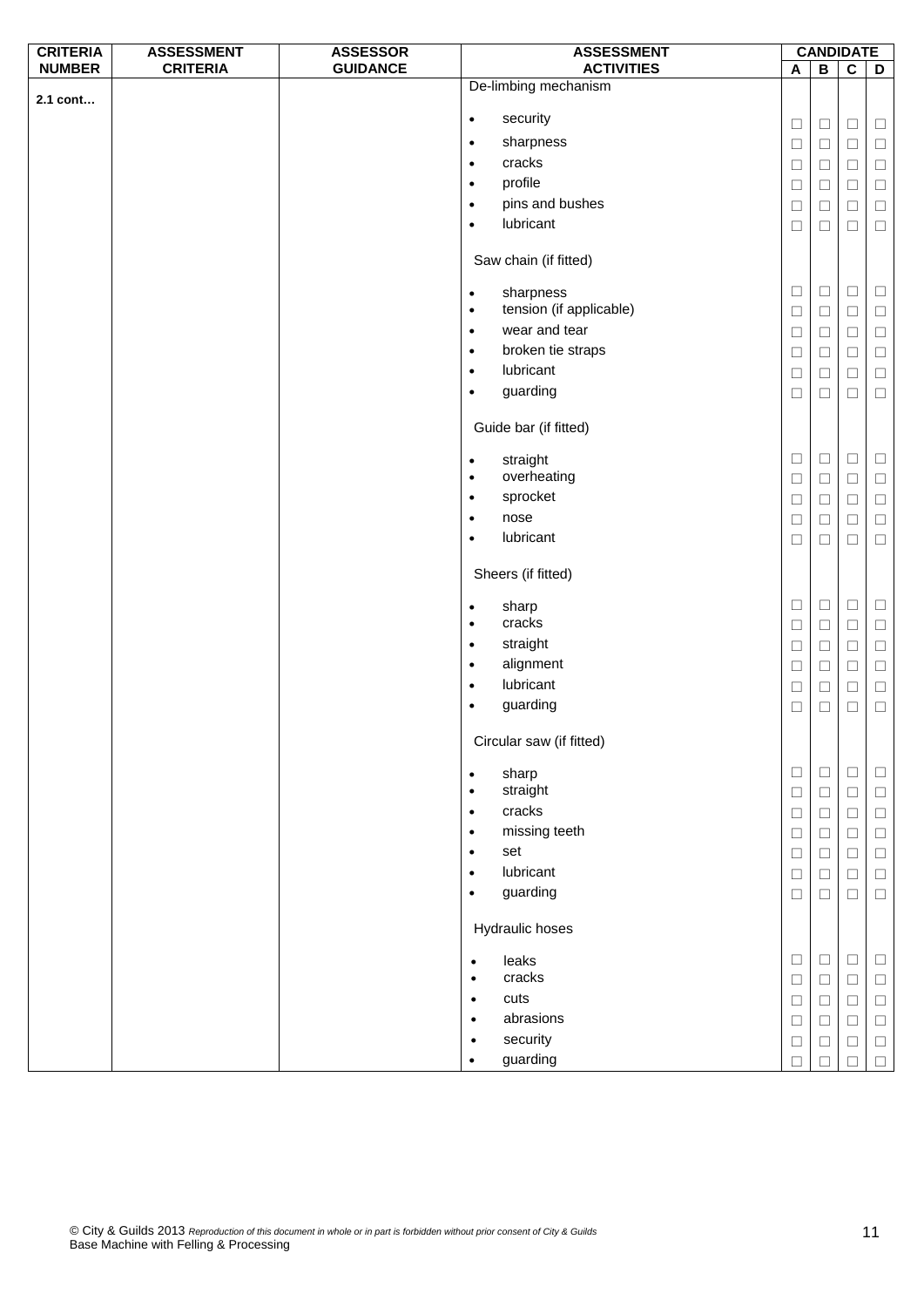| CRITERIA NUMBER | ASSESSMENT CRITERIA | ASSESSOR GUIDANCE | ASSESSMENT ACTIVITIES | CANDIDATE | | | |
|---|---|---|---|---|---|---|---|
| | | | | A | B | C | D |
| 2.1 cont… | | | De-limbing mechanism | | | | |
| | | | • security | ☐ | ☐ | ☐ | ☐ |
| | | | • sharpness | ☐ | ☐ | ☐ | ☐ |
| | | | • cracks | ☐ | ☐ | ☐ | ☐ |
| | | | • profile | ☐ | ☐ | ☐ | ☐ |
| | | | • pins and bushes | ☐ | ☐ | ☐ | ☐ |
| | | | • lubricant | ☐ | ☐ | ☐ | ☐ |
| | | | Saw chain (if fitted) | | | | |
| | | | • sharpness | ☐ | ☐ | ☐ | ☐ |
| | | | • tension (if applicable) | ☐ | ☐ | ☐ | ☐ |
| | | | • wear and tear | ☐ | ☐ | ☐ | ☐ |
| | | | • broken tie straps | ☐ | ☐ | ☐ | ☐ |
| | | | • lubricant | ☐ | ☐ | ☐ | ☐ |
| | | | • guarding | ☐ | ☐ | ☐ | ☐ |
| | | | Guide bar (if fitted) | | | | |
| | | | • straight | ☐ | ☐ | ☐ | ☐ |
| | | | • overheating | ☐ | ☐ | ☐ | ☐ |
| | | | • sprocket | ☐ | ☐ | ☐ | ☐ |
| | | | • nose | ☐ | ☐ | ☐ | ☐ |
| | | | • lubricant | ☐ | ☐ | ☐ | ☐ |
| | | | Sheers (if fitted) | | | | |
| | | | • sharp | ☐ | ☐ | ☐ | ☐ |
| | | | • cracks | ☐ | ☐ | ☐ | ☐ |
| | | | • straight | ☐ | ☐ | ☐ | ☐ |
| | | | • alignment | ☐ | ☐ | ☐ | ☐ |
| | | | • lubricant | ☐ | ☐ | ☐ | ☐ |
| | | | • guarding | ☐ | ☐ | ☐ | ☐ |
| | | | Circular saw (if fitted) | | | | |
| | | | • sharp | ☐ | ☐ | ☐ | ☐ |
| | | | • straight | ☐ | ☐ | ☐ | ☐ |
| | | | • cracks | ☐ | ☐ | ☐ | ☐ |
| | | | • missing teeth | ☐ | ☐ | ☐ | ☐ |
| | | | • set | ☐ | ☐ | ☐ | ☐ |
| | | | • lubricant | ☐ | ☐ | ☐ | ☐ |
| | | | • guarding | ☐ | ☐ | ☐ | ☐ |
| | | | Hydraulic hoses | | | | |
| | | | • leaks | ☐ | ☐ | ☐ | ☐ |
| | | | • cracks | ☐ | ☐ | ☐ | ☐ |
| | | | • cuts | ☐ | ☐ | ☐ | ☐ |
| | | | • abrasions | ☐ | ☐ | ☐ | ☐ |
| | | | • security | ☐ | ☐ | ☐ | ☐ |
| | | | • guarding | ☐ | ☐ | ☐ | ☐ |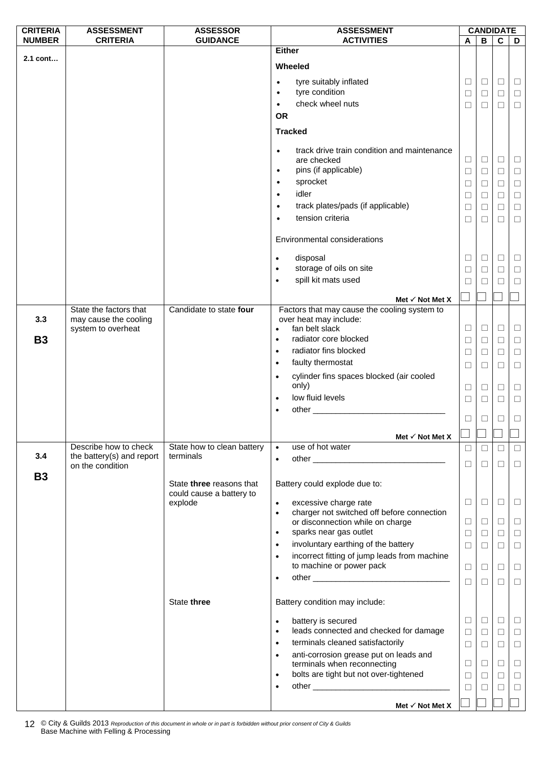| CRITERIA NUMBER | ASSESSMENT CRITERIA | ASSESSOR GUIDANCE | ASSESSMENT ACTIVITIES | CANDIDATE A | B | C | D |
|---|---|---|---|---|---|---|---|
| 2.1 cont… | | | **Either** | | | | |
| | | | **Wheeled** | | | | |
| | | | • tyre suitably inflated | ☐ | ☐ | ☐ | ☐ |
| | | | • tyre condition | ☐ | ☐ | ☐ | ☐ |
| | | | • check wheel nuts | ☐ | ☐ | ☐ | ☐ |
| | | | **OR** | | | | |
| | | | **Tracked** | | | | |
| | | | • track drive train condition and maintenance are checked | ☐ | ☐ | ☐ | ☐ |
| | | | • pins (if applicable) | ☐ | ☐ | ☐ | ☐ |
| | | | • sprocket | ☐ | ☐ | ☐ | ☐ |
| | | | • idler | ☐ | ☐ | ☐ | ☐ |
| | | | • track plates/pads (if applicable) | ☐ | ☐ | ☐ | ☐ |
| | | | • tension criteria | ☐ | ☐ | ☐ | ☐ |
| | | | Environmental considerations | | | | |
| | | | • disposal | ☐ | ☐ | ☐ | ☐ |
| | | | • storage of oils on site | ☐ | ☐ | ☐ | ☐ |
| | | | • spill kit mats used | ☐ | ☐ | ☐ | ☐ |
| | | | **Met ✓ Not Met X** | ☐ | ☐ | ☐ | ☐ |
| 3.3<br><br>**B3** | State the factors that may cause the cooling system to overheat | Candidate to state **four** | Factors that may cause the cooling system to over heat may include: | | | | |
| | | | • fan belt slack | ☐ | ☐ | ☐ | ☐ |
| | | | • radiator core blocked | ☐ | ☐ | ☐ | ☐ |
| | | | • radiator fins blocked | ☐ | ☐ | ☐ | ☐ |
| | | | • faulty thermostat | ☐ | ☐ | ☐ | ☐ |
| | | | • cylinder fins spaces blocked (air cooled only) | ☐ | ☐ | ☐ | ☐ |
| | | | • low fluid levels | ☐ | ☐ | ☐ | ☐ |
| | | | • other ___________________________ | ☐ | ☐ | ☐ | ☐ |
| | | | **Met ✓ Not Met X** | ☐ | ☐ | ☐ | ☐ |
| 3.4<br><br>**B3** | Describe how to check the battery(s) and report on the condition | State how to clean battery terminals | • use of hot water | ☐ | ☐ | ☐ | ☐ |
| | | | • other ___________________________ | ☐ | ☐ | ☐ | ☐ |
| | | State **three** reasons that could cause a battery to explode | Battery could explode due to: | | | | |
| | | | • excessive charge rate | ☐ | ☐ | ☐ | ☐ |
| | | | • charger not switched off before connection or disconnection while on charge | ☐ | ☐ | ☐ | ☐ |
| | | | • sparks near gas outlet | ☐ | ☐ | ☐ | ☐ |
| | | | • involuntary earthing of the battery | ☐ | ☐ | ☐ | ☐ |
| | | | • incorrect fitting of jump leads from machine to machine or power pack | ☐ | ☐ | ☐ | ☐ |
| | | | • other ___________________________ | ☐ | ☐ | ☐ | ☐ |
| | | State **three** | Battery condition may include: | | | | |
| | | | • battery is secured | ☐ | ☐ | ☐ | ☐ |
| | | | • leads connected and checked for damage | ☐ | ☐ | ☐ | ☐ |
| | | | • terminals cleaned satisfactorily | ☐ | ☐ | ☐ | ☐ |
| | | | • anti-corrosion grease put on leads and terminals when reconnecting | ☐ | ☐ | ☐ | ☐ |
| | | | • bolts are tight but not over-tightened | ☐ | ☐ | ☐ | ☐ |
| | | | • other ___________________________ | ☐ | ☐ | ☐ | ☐ |
| | | | **Met ✓ Not Met X** | ☐ | ☐ | ☐ | ☐ |

© City & Guilds 2013 *Reproduction of this document in whole or in part is forbidden without prior consent of City & Guilds*
Base Machine with Felling & Processing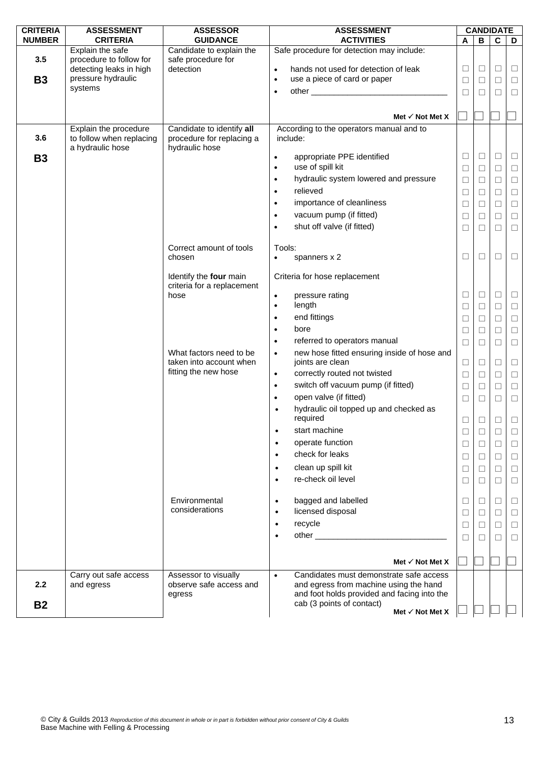| CRITERIA NUMBER | ASSESSMENT CRITERIA | ASSESSOR GUIDANCE | ASSESSMENT ACTIVITIES | CANDIDATE A | B | C | D |
|---|---|---|---|---|---|---|---|
| 3.5<br><br>**B3** | Explain the safe procedure to follow for detecting leaks in high pressure hydraulic systems | Candidate to explain the safe procedure for detection | Safe procedure for detection may include: | | | | |
| | | | • hands not used for detection of leak | ☐ | ☐ | ☐ | ☐ |
| | | | • use a piece of card or paper | ☐ | ☐ | ☐ | ☐ |
| | | | • other ______________________________ | ☐ | ☐ | ☐ | ☐ |
| | | | **Met ✓ Not Met X** | ☐ | ☐ | ☐ | ☐ |
| 3.6<br><br>**B3** | Explain the procedure to follow when replacing a hydraulic hose | Candidate to identify **all** procedure for replacing a hydraulic hose | According to the operators manual and to include: | | | | |
| | | | • appropriate PPE identified | ☐ | ☐ | ☐ | ☐ |
| | | | • use of spill kit | ☐ | ☐ | ☐ | ☐ |
| | | | • hydraulic system lowered and pressure | ☐ | ☐ | ☐ | ☐ |
| | | | • relieved | ☐ | ☐ | ☐ | ☐ |
| | | | • importance of cleanliness | ☐ | ☐ | ☐ | ☐ |
| | | | • vacuum pump (if fitted) | ☐ | ☐ | ☐ | ☐ |
| | | | • shut off valve (if fitted) | ☐ | ☐ | ☐ | ☐ |
| | | Correct amount of tools chosen | Tools:<br>• spanners x 2 | ☐ | ☐ | ☐ | ☐ |
| | | Identify the **four** main criteria for a replacement hose | Criteria for hose replacement | | | | |
| | | | • pressure rating | ☐ | ☐ | ☐ | ☐ |
| | | | • length | ☐ | ☐ | ☐ | ☐ |
| | | | • end fittings | ☐ | ☐ | ☐ | ☐ |
| | | | • bore | ☐ | ☐ | ☐ | ☐ |
| | | | • referred to operators manual | ☐ | ☐ | ☐ | ☐ |
| | | What factors need to be taken into account when fitting the new hose | • new hose fitted ensuring inside of hose and joints are clean | ☐ | ☐ | ☐ | ☐ |
| | | | • correctly routed not twisted | ☐ | ☐ | ☐ | ☐ |
| | | | • switch off vacuum pump (if fitted) | ☐ | ☐ | ☐ | ☐ |
| | | | • open valve (if fitted) | ☐ | ☐ | ☐ | ☐ |
| | | | • hydraulic oil topped up and checked as required | ☐ | ☐ | ☐ | ☐ |
| | | | • start machine | ☐ | ☐ | ☐ | ☐ |
| | | | • operate function | ☐ | ☐ | ☐ | ☐ |
| | | | • check for leaks | ☐ | ☐ | ☐ | ☐ |
| | | | • clean up spill kit | ☐ | ☐ | ☐ | ☐ |
| | | | • re-check oil level | ☐ | ☐ | ☐ | ☐ |
| | | Environmental considerations | • bagged and labelled | ☐ | ☐ | ☐ | ☐ |
| | | | • licensed disposal | ☐ | ☐ | ☐ | ☐ |
| | | | • recycle | ☐ | ☐ | ☐ | ☐ |
| | | | • other ____________________________ | ☐ | ☐ | ☐ | ☐ |
| | | | **Met ✓ Not Met X** | ☐ | ☐ | ☐ | ☐ |
| 2.2<br><br>**B2** | Carry out safe access and egress | Assessor to visually observe safe access and egress | • Candidates must demonstrate safe access and egress from machine using the hand and foot holds provided and facing into the cab (3 points of contact)<br>**Met ✓ Not Met X** | ☐ | ☐ | ☐ | ☐ |

© City & Guilds 2013 *Reproduction of this document in whole or in part is forbidden without prior consent of City & Guilds*
Base Machine with Felling & Processing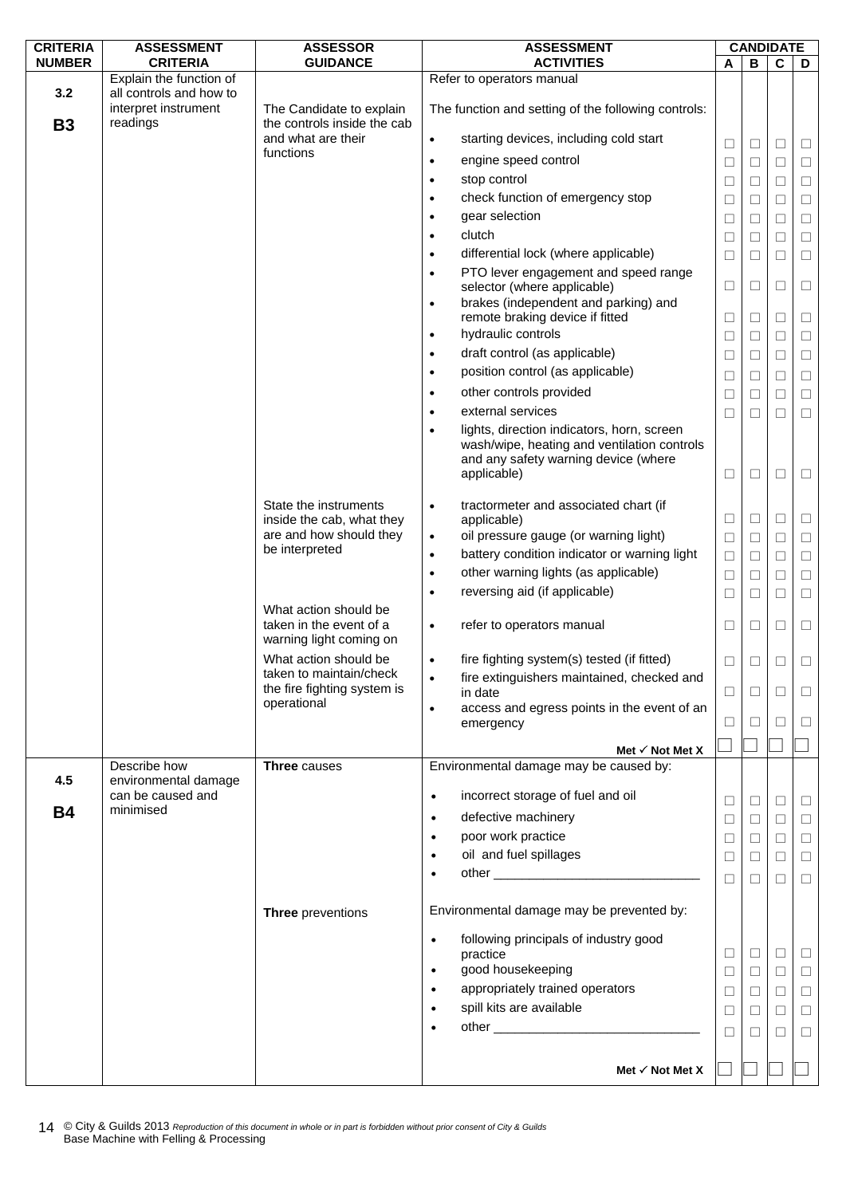| CRITERIA NUMBER | ASSESSMENT CRITERIA | ASSESSOR GUIDANCE | ASSESSMENT ACTIVITIES | CANDIDATE A | CANDIDATE B | CANDIDATE C | CANDIDATE D |
|---|---|---|---|---|---|---|---|
| 3.2<br><br>**B3** | Explain the function of all controls and how to interpret instrument readings | | Refer to operators manual | | | | |
| | | The Candidate to explain the controls inside the cab and what are their functions | The function and setting of the following controls: | | | | |
| | | | • starting devices, including cold start | ☐ | ☐ | ☐ | ☐ |
| | | | • engine speed control | ☐ | ☐ | ☐ | ☐ |
| | | | • stop control | ☐ | ☐ | ☐ | ☐ |
| | | | • check function of emergency stop | ☐ | ☐ | ☐ | ☐ |
| | | | • gear selection | ☐ | ☐ | ☐ | ☐ |
| | | | • clutch | ☐ | ☐ | ☐ | ☐ |
| | | | • differential lock (where applicable) | ☐ | ☐ | ☐ | ☐ |
| | | | • PTO lever engagement and speed range selector (where applicable) | ☐ | ☐ | ☐ | ☐ |
| | | | • brakes (independent and parking) and remote braking device if fitted | ☐ | ☐ | ☐ | ☐ |
| | | | • hydraulic controls | ☐ | ☐ | ☐ | ☐ |
| | | | • draft control (as applicable) | ☐ | ☐ | ☐ | ☐ |
| | | | • position control (as applicable) | ☐ | ☐ | ☐ | ☐ |
| | | | • other controls provided | ☐ | ☐ | ☐ | ☐ |
| | | | • external services | ☐ | ☐ | ☐ | ☐ |
| | | | • lights, direction indicators, horn, screen wash/wipe, heating and ventilation controls and any safety warning device (where applicable) | ☐ | ☐ | ☐ | ☐ |
| | | State the instruments inside the cab, what they are and how should they be interpreted | • tractormeter and associated chart (if applicable) | ☐ | ☐ | ☐ | ☐ |
| | | | • oil pressure gauge (or warning light) | ☐ | ☐ | ☐ | ☐ |
| | | | • battery condition indicator or warning light | ☐ | ☐ | ☐ | ☐ |
| | | | • other warning lights (as applicable) | ☐ | ☐ | ☐ | ☐ |
| | | | • reversing aid (if applicable) | ☐ | ☐ | ☐ | ☐ |
| | | What action should be taken in the event of a warning light coming on | • refer to operators manual | ☐ | ☐ | ☐ | ☐ |
| | | What action should be taken to maintain/check the fire fighting system is operational | • fire fighting system(s) tested (if fitted) | ☐ | ☐ | ☐ | ☐ |
| | | | • fire extinguishers maintained, checked and in date | ☐ | ☐ | ☐ | ☐ |
| | | | • access and egress points in the event of an emergency | ☐ | ☐ | ☐ | ☐ |
| | | | **Met ✓ Not Met X** | ☐ | ☐ | ☐ | ☐ |
| 4.5<br><br>**B4** | Describe how environmental damage can be caused and minimised | **Three** causes | Environmental damage may be caused by: | | | | |
| | | | • incorrect storage of fuel and oil | ☐ | ☐ | ☐ | ☐ |
| | | | • defective machinery | ☐ | ☐ | ☐ | ☐ |
| | | | • poor work practice | ☐ | ☐ | ☐ | ☐ |
| | | | • oil and fuel spillages | ☐ | ☐ | ☐ | ☐ |
| | | | • other ____________________________ | ☐ | ☐ | ☐ | ☐ |
| | | **Three** preventions | Environmental damage may be prevented by: | | | | |
| | | | • following principals of industry good practice | ☐ | ☐ | ☐ | ☐ |
| | | | • good housekeeping | ☐ | ☐ | ☐ | ☐ |
| | | | • appropriately trained operators | ☐ | ☐ | ☐ | ☐ |
| | | | • spill kits are available | ☐ | ☐ | ☐ | ☐ |
| | | | • other ____________________________ | ☐ | ☐ | ☐ | ☐ |
| | | | **Met ✓ Not Met X** | ☐ | ☐ | ☐ | ☐ |

© City & Guilds 2013 *Reproduction of this document in whole or in part is forbidden without prior consent of City & Guilds*
Base Machine with Felling & Processing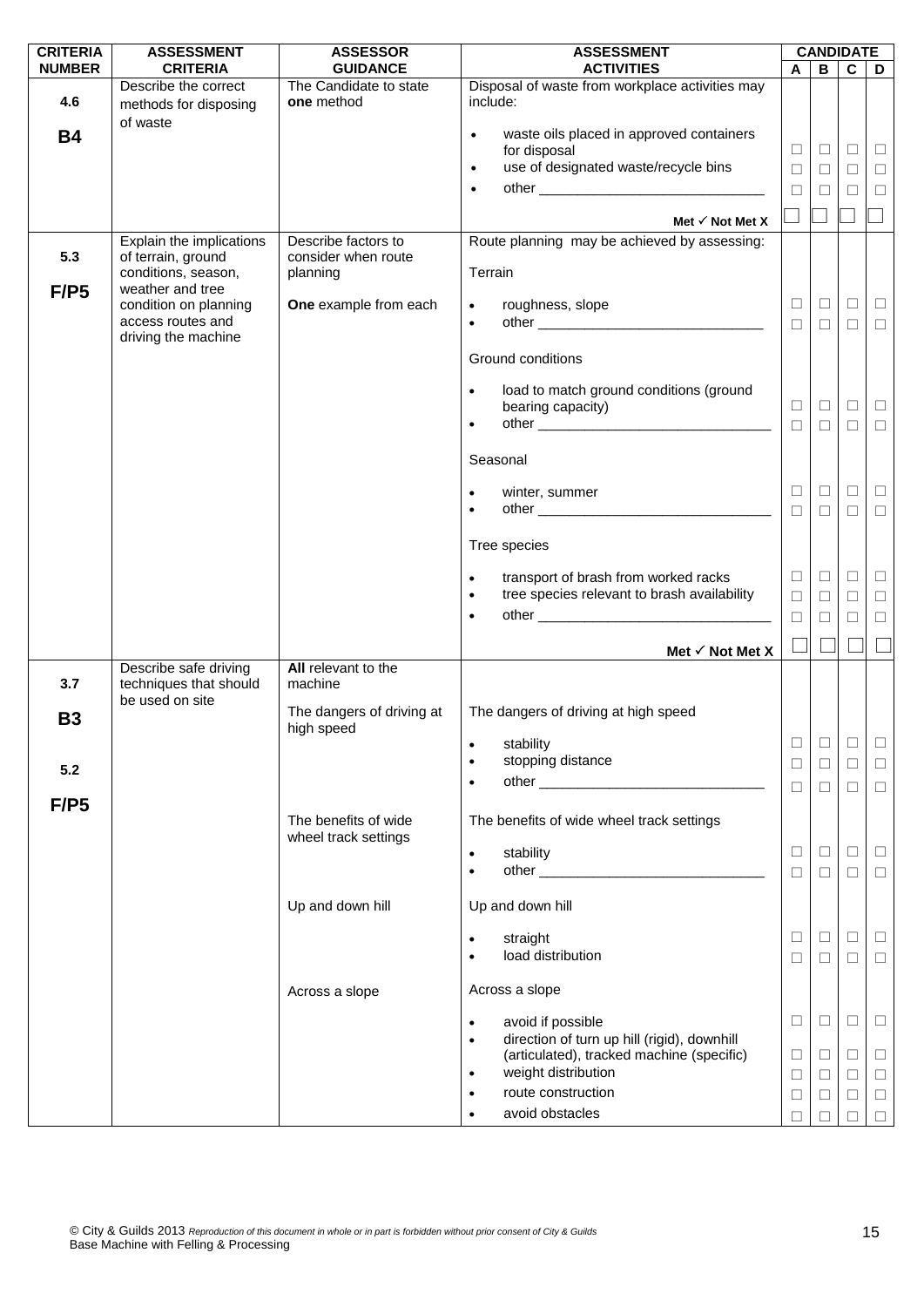| CRITERIA NUMBER | ASSESSMENT CRITERIA | ASSESSOR GUIDANCE | ASSESSMENT ACTIVITIES | CANDIDATE A | B | C | D |
|---|---|---|---|---|---|---|---|
| 4.6<br><br>**B4** | Describe the correct methods for disposing of waste | The Candidate to state **one** method | Disposal of waste from workplace activities may include: | | | | |
| | | | • waste oils placed in approved containers for disposal | ☐ | ☐ | ☐ | ☐ |
| | | | • use of designated waste/recycle bins | ☐ | ☐ | ☐ | ☐ |
| | | | • other ______________________________ | ☐ | ☐ | ☐ | ☐ |
| | | | **Met ✓ Not Met X** | ☐ | ☐ | ☐ | ☐ |
| 5.3<br><br>**F/P5** | Explain the implications of terrain, ground conditions, season, weather and tree condition on planning access routes and driving the machine | Describe factors to consider when route planning<br><br>**One** example from each | Route planning may be achieved by assessing: | | | | |
| | | | Terrain | | | | |
| | | | • roughness, slope | ☐ | ☐ | ☐ | ☐ |
| | | | • other ______________________________ | ☐ | ☐ | ☐ | ☐ |
| | | | Ground conditions | | | | |
| | | | • load to match ground conditions (ground bearing capacity) | ☐ | ☐ | ☐ | ☐ |
| | | | • other ______________________________ | ☐ | ☐ | ☐ | ☐ |
| | | | Seasonal | | | | |
| | | | • winter, summer | ☐ | ☐ | ☐ | ☐ |
| | | | • other ______________________________ | ☐ | ☐ | ☐ | ☐ |
| | | | Tree species | | | | |
| | | | • transport of brash from worked racks | ☐ | ☐ | ☐ | ☐ |
| | | | • tree species relevant to brash availability | ☐ | ☐ | ☐ | ☐ |
| | | | • other ______________________________ | ☐ | ☐ | ☐ | ☐ |
| | | | **Met ✓ Not Met X** | ☐ | ☐ | ☐ | ☐ |
| 3.7<br><br>**B3**<br><br>5.2<br><br>**F/P5** | Describe safe driving techniques that should be used on site | **All** relevant to the machine | | | | | |
| | | The dangers of driving at high speed | The dangers of driving at high speed | | | | |
| | | | • stability | ☐ | ☐ | ☐ | ☐ |
| | | | • stopping distance | ☐ | ☐ | ☐ | ☐ |
| | | | • other ______________________________ | ☐ | ☐ | ☐ | ☐ |
| | | The benefits of wide wheel track settings | The benefits of wide wheel track settings | | | | |
| | | | • stability | ☐ | ☐ | ☐ | ☐ |
| | | | • other ______________________________ | ☐ | ☐ | ☐ | ☐ |
| | | Up and down hill | Up and down hill | | | | |
| | | | • straight | ☐ | ☐ | ☐ | ☐ |
| | | | • load distribution | ☐ | ☐ | ☐ | ☐ |
| | | Across a slope | Across a slope | | | | |
| | | | • avoid if possible | ☐ | ☐ | ☐ | ☐ |
| | | | • direction of turn up hill (rigid), downhill (articulated), tracked machine (specific) | ☐ | ☐ | ☐ | ☐ |
| | | | • weight distribution | ☐ | ☐ | ☐ | ☐ |
| | | | • route construction | ☐ | ☐ | ☐ | ☐ |
| | | | • avoid obstacles | ☐ | ☐ | ☐ | ☐ |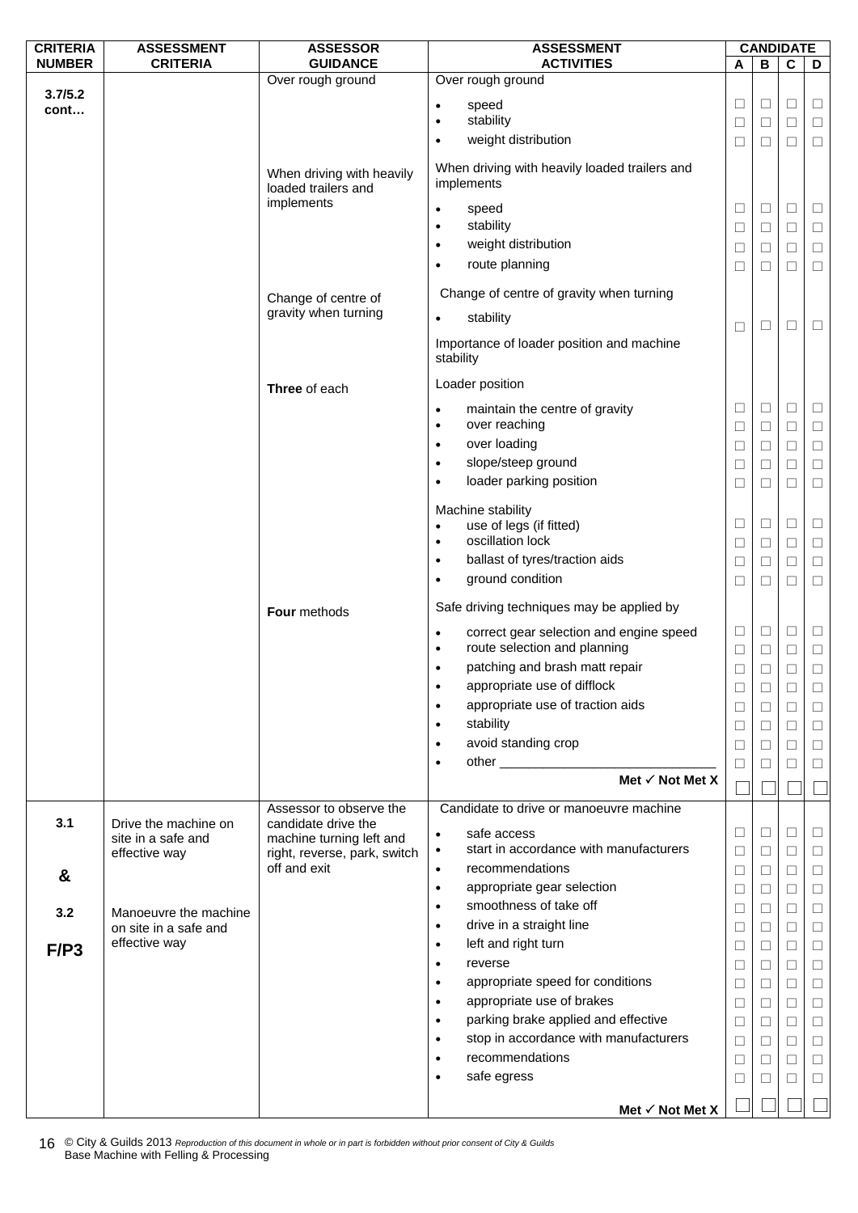| CRITERIA NUMBER | ASSESSMENT CRITERIA | ASSESSOR GUIDANCE | ASSESSMENT ACTIVITIES | CANDIDATE A | B | C | D |
|---|---|---|---|---|---|---|---|
| 3.7/5.2 cont… | | Over rough ground | Over rough ground | | | | |
| | | | • speed | ☐ | ☐ | ☐ | ☐ |
| | | | • stability | ☐ | ☐ | ☐ | ☐ |
| | | | • weight distribution | ☐ | ☐ | ☐ | ☐ |
| | | When driving with heavily loaded trailers and implements | When driving with heavily loaded trailers and implements | | | | |
| | | | • speed | ☐ | ☐ | ☐ | ☐ |
| | | | • stability | ☐ | ☐ | ☐ | ☐ |
| | | | • weight distribution | ☐ | ☐ | ☐ | ☐ |
| | | | • route planning | ☐ | ☐ | ☐ | ☐ |
| | | Change of centre of gravity when turning | Change of centre of gravity when turning | | | | |
| | | | • stability | ☐ | ☐ | ☐ | ☐ |
| | | | Importance of loader position and machine stability | | | | |
| | | **Three** of each | Loader position | | | | |
| | | | • maintain the centre of gravity | ☐ | ☐ | ☐ | ☐ |
| | | | • over reaching | ☐ | ☐ | ☐ | ☐ |
| | | | • over loading | ☐ | ☐ | ☐ | ☐ |
| | | | • slope/steep ground | ☐ | ☐ | ☐ | ☐ |
| | | | • loader parking position | ☐ | ☐ | ☐ | ☐ |
| | | | Machine stability | | | | |
| | | | • use of legs (if fitted) | ☐ | ☐ | ☐ | ☐ |
| | | | • oscillation lock | ☐ | ☐ | ☐ | ☐ |
| | | | • ballast of tyres/traction aids | ☐ | ☐ | ☐ | ☐ |
| | | | • ground condition | ☐ | ☐ | ☐ | ☐ |
| | | **Four** methods | Safe driving techniques may be applied by | | | | |
| | | | • correct gear selection and engine speed | ☐ | ☐ | ☐ | ☐ |
| | | | • route selection and planning | ☐ | ☐ | ☐ | ☐ |
| | | | • patching and brash matt repair | ☐ | ☐ | ☐ | ☐ |
| | | | • appropriate use of difflock | ☐ | ☐ | ☐ | ☐ |
| | | | • appropriate use of traction aids | ☐ | ☐ | ☐ | ☐ |
| | | | • stability | ☐ | ☐ | ☐ | ☐ |
| | | | • avoid standing crop | ☐ | ☐ | ☐ | ☐ |
| | | | • other ______________________________ | ☐ | ☐ | ☐ | ☐ |
| | | | **Met ✓ Not Met X** | ☐ | ☐ | ☐ | ☐ |
| 3.1 | Drive the machine on site in a safe and effective way | Assessor to observe the candidate drive the machine turning left and right, reverse, park, switch off and exit | Candidate to drive or manoeuvre machine | | | | |
| | | | • safe access | ☐ | ☐ | ☐ | ☐ |
| & | | | • start in accordance with manufacturers | ☐ | ☐ | ☐ | ☐ |
| | | | • recommendations | ☐ | ☐ | ☐ | ☐ |
| 3.2 | Manoeuvre the machine on site in a safe and effective way | | • appropriate gear selection | ☐ | ☐ | ☐ | ☐ |
| | | | • smoothness of take off | ☐ | ☐ | ☐ | ☐ |
| F/P3 | | | • drive in a straight line | ☐ | ☐ | ☐ | ☐ |
| | | | • left and right turn | ☐ | ☐ | ☐ | ☐ |
| | | | • reverse | ☐ | ☐ | ☐ | ☐ |
| | | | • appropriate speed for conditions | ☐ | ☐ | ☐ | ☐ |
| | | | • appropriate use of brakes | ☐ | ☐ | ☐ | ☐ |
| | | | • parking brake applied and effective | ☐ | ☐ | ☐ | ☐ |
| | | | • stop in accordance with manufacturers | ☐ | ☐ | ☐ | ☐ |
| | | | • recommendations | ☐ | ☐ | ☐ | ☐ |
| | | | • safe egress | ☐ | ☐ | ☐ | ☐ |
| | | | **Met ✓ Not Met X** | ☐ | ☐ | ☐ | ☐ |

© City & Guilds 2013 *Reproduction of this document in whole or in part is forbidden without prior consent of City & Guilds*
Base Machine with Felling & Processing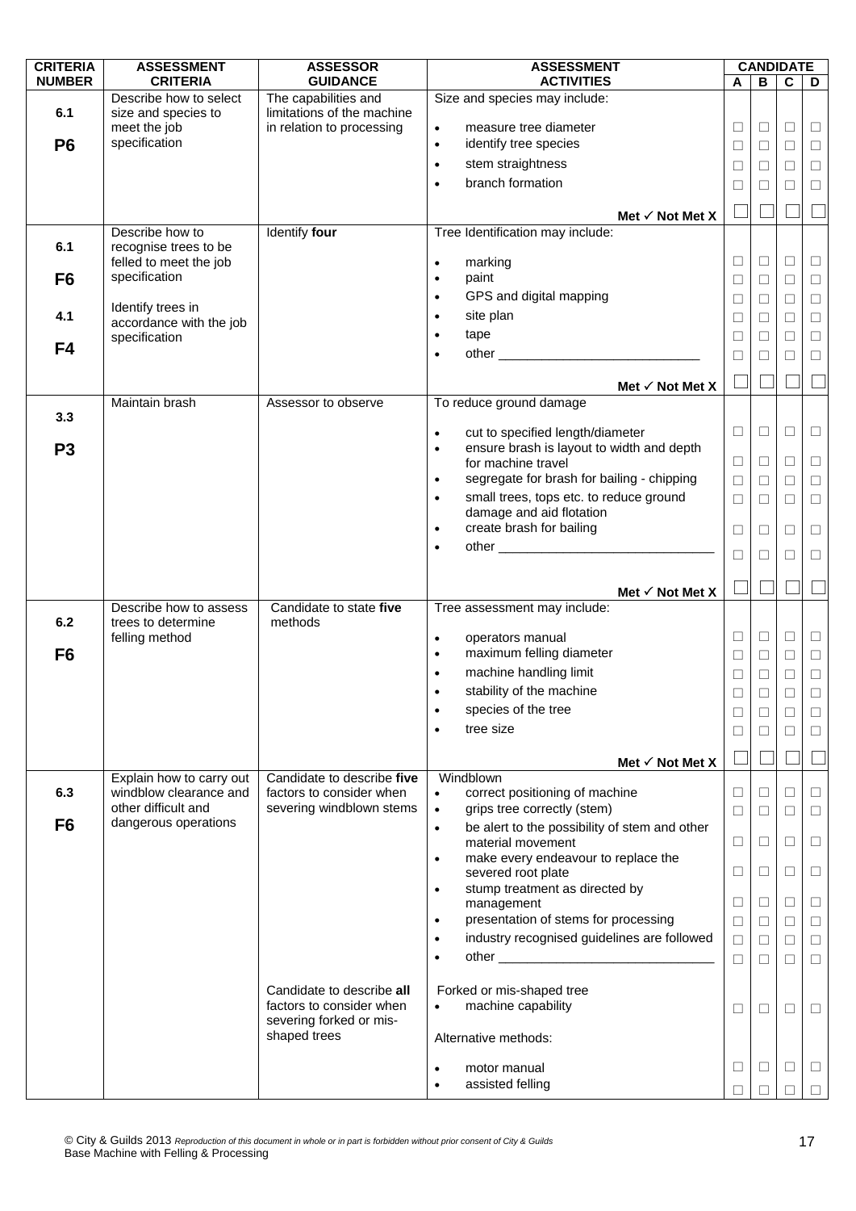| CRITERIA NUMBER | ASSESSMENT CRITERIA | ASSESSOR GUIDANCE | ASSESSMENT ACTIVITIES | CANDIDATE A | B | C | D |
|---|---|---|---|---|---|---|---|
| 6.1<br><br>**P6** | Describe how to select size and species to meet the job specification | The capabilities and limitations of the machine in relation to processing | Size and species may include: | | | | |
| | | | • measure tree diameter | ☐ | ☐ | ☐ | ☐ |
| | | | • identify tree species | ☐ | ☐ | ☐ | ☐ |
| | | | • stem straightness | ☐ | ☐ | ☐ | ☐ |
| | | | • branch formation | ☐ | ☐ | ☐ | ☐ |
| | | | **Met ✓ Not Met X** | ☐ | ☐ | ☐ | ☐ |
| 6.1<br><br>**F6**<br><br>4.1<br><br>**F4** | Describe how to recognise trees to be felled to meet the job specification<br><br>Identify trees in accordance with the job specification | Identify **four** | Tree Identification may include: | | | | |
| | | | • marking | ☐ | ☐ | ☐ | ☐ |
| | | | • paint | ☐ | ☐ | ☐ | ☐ |
| | | | • GPS and digital mapping | ☐ | ☐ | ☐ | ☐ |
| | | | • site plan | ☐ | ☐ | ☐ | ☐ |
| | | | • tape | ☐ | ☐ | ☐ | ☐ |
| | | | • other ____________________________ | ☐ | ☐ | ☐ | ☐ |
| | | | **Met ✓ Not Met X** | ☐ | ☐ | ☐ | ☐ |
| 3.3<br><br>**P3** | Maintain brash | Assessor to observe | To reduce ground damage | | | | |
| | | | • cut to specified length/diameter | ☐ | ☐ | ☐ | ☐ |
| | | | • ensure brash is layout to width and depth for machine travel | ☐ | ☐ | ☐ | ☐ |
| | | | • segregate for brash for bailing - chipping | ☐ | ☐ | ☐ | ☐ |
| | | | • small trees, tops etc. to reduce ground damage and aid flotation | ☐ | ☐ | ☐ | ☐ |
| | | | • create brash for bailing | ☐ | ☐ | ☐ | ☐ |
| | | | • other ______________________________ | ☐ | ☐ | ☐ | ☐ |
| | | | **Met ✓ Not Met X** | ☐ | ☐ | ☐ | ☐ |
| 6.2<br><br>**F6** | Describe how to assess trees to determine felling method | Candidate to state **five** methods | Tree assessment may include: | | | | |
| | | | • operators manual | ☐ | ☐ | ☐ | ☐ |
| | | | • maximum felling diameter | ☐ | ☐ | ☐ | ☐ |
| | | | • machine handling limit | ☐ | ☐ | ☐ | ☐ |
| | | | • stability of the machine | ☐ | ☐ | ☐ | ☐ |
| | | | • species of the tree | ☐ | ☐ | ☐ | ☐ |
| | | | • tree size | ☐ | ☐ | ☐ | ☐ |
| | | | **Met ✓ Not Met X** | ☐ | ☐ | ☐ | ☐ |
| 6.3<br><br>**F6** | Explain how to carry out windblow clearance and other difficult and dangerous operations | Candidate to describe **five** factors to consider when severing windblown stems | Windblown | | | | |
| | | | • correct positioning of machine | ☐ | ☐ | ☐ | ☐ |
| | | | • grips tree correctly (stem) | ☐ | ☐ | ☐ | ☐ |
| | | | • be alert to the possibility of stem and other material movement | ☐ | ☐ | ☐ | ☐ |
| | | | • make every endeavour to replace the severed root plate | ☐ | ☐ | ☐ | ☐ |
| | | | • stump treatment as directed by management | ☐ | ☐ | ☐ | ☐ |
| | | | • presentation of stems for processing | ☐ | ☐ | ☐ | ☐ |
| | | | • industry recognised guidelines are followed | ☐ | ☐ | ☐ | ☐ |
| | | | • other ______________________________ | ☐ | ☐ | ☐ | ☐ |
| | | Candidate to describe **all** factors to consider when severing forked or mis-shaped trees | Forked or mis-shaped tree | | | | |
| | | | • machine capability | ☐ | ☐ | ☐ | ☐ |
| | | | Alternative methods: | | | | |
| | | | • motor manual | ☐ | ☐ | ☐ | ☐ |
| | | | • assisted felling | ☐ | ☐ | ☐ | ☐ |

© City & Guilds 2013 *Reproduction of this document in whole or in part is forbidden without prior consent of City & Guilds*
Base Machine with Felling & Processing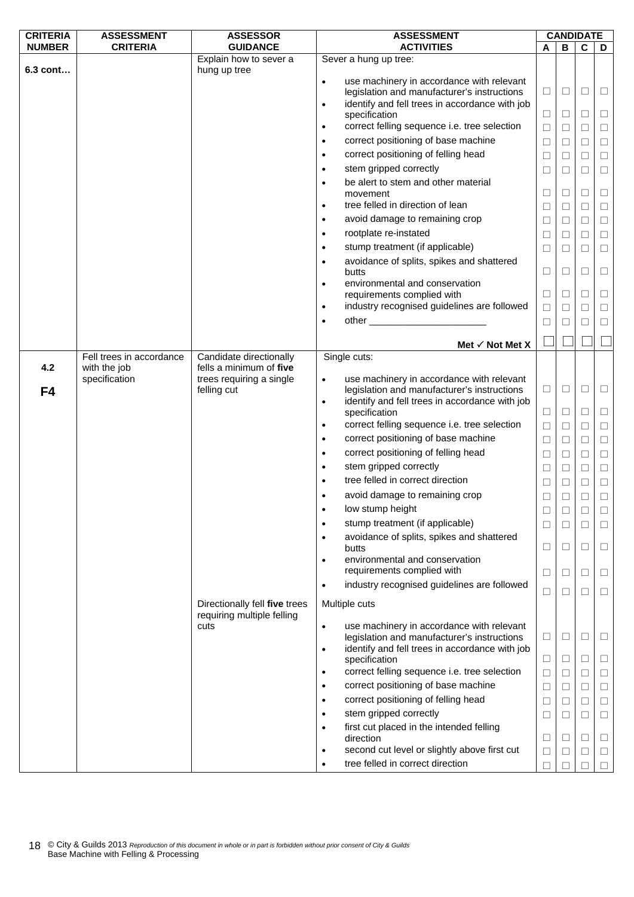| CRITERIA NUMBER | ASSESSMENT CRITERIA | ASSESSOR GUIDANCE | ASSESSMENT ACTIVITIES | CANDIDATE A | B | C | D |
|---|---|---|---|---|---|---|---|
| 6.3 cont… | | Explain how to sever a hung up tree | Sever a hung up tree: | | | | |
| | | | • use machinery in accordance with relevant legislation and manufacturer's instructions | ☐ | ☐ | ☐ | ☐ |
| | | | • identify and fell trees in accordance with job specification | ☐ | ☐ | ☐ | ☐ |
| | | | • correct felling sequence i.e. tree selection | ☐ | ☐ | ☐ | ☐ |
| | | | • correct positioning of base machine | ☐ | ☐ | ☐ | ☐ |
| | | | • correct positioning of felling head | ☐ | ☐ | ☐ | ☐ |
| | | | • stem gripped correctly | ☐ | ☐ | ☐ | ☐ |
| | | | • be alert to stem and other material movement | ☐ | ☐ | ☐ | ☐ |
| | | | • tree felled in direction of lean | ☐ | ☐ | ☐ | ☐ |
| | | | • avoid damage to remaining crop | ☐ | ☐ | ☐ | ☐ |
| | | | • rootplate re-instated | ☐ | ☐ | ☐ | ☐ |
| | | | • stump treatment (if applicable) | ☐ | ☐ | ☐ | ☐ |
| | | | • avoidance of splits, spikes and shattered butts | ☐ | ☐ | ☐ | ☐ |
| | | | • environmental and conservation requirements complied with | ☐ | ☐ | ☐ | ☐ |
| | | | • industry recognised guidelines are followed | ☐ | ☐ | ☐ | ☐ |
| | | | • other ______________________ | ☐ | ☐ | ☐ | ☐ |
| | | | **Met ✓ Not Met X** | ☐ | ☐ | ☐ | ☐ |
| 4.2 F4 | Fell trees in accordance with the job specification | Candidate directionally fells a minimum of **five** trees requiring a single felling cut | Single cuts: | | | | |
| | | | • use machinery in accordance with relevant legislation and manufacturer's instructions | ☐ | ☐ | ☐ | ☐ |
| | | | • identify and fell trees in accordance with job specification | ☐ | ☐ | ☐ | ☐ |
| | | | • correct felling sequence i.e. tree selection | ☐ | ☐ | ☐ | ☐ |
| | | | • correct positioning of base machine | ☐ | ☐ | ☐ | ☐ |
| | | | • correct positioning of felling head | ☐ | ☐ | ☐ | ☐ |
| | | | • stem gripped correctly | ☐ | ☐ | ☐ | ☐ |
| | | | • tree felled in correct direction | ☐ | ☐ | ☐ | ☐ |
| | | | • avoid damage to remaining crop | ☐ | ☐ | ☐ | ☐ |
| | | | • low stump height | ☐ | ☐ | ☐ | ☐ |
| | | | • stump treatment (if applicable) | ☐ | ☐ | ☐ | ☐ |
| | | | • avoidance of splits, spikes and shattered butts | ☐ | ☐ | ☐ | ☐ |
| | | | • environmental and conservation requirements complied with | ☐ | ☐ | ☐ | ☐ |
| | | | • industry recognised guidelines are followed | ☐ | ☐ | ☐ | ☐ |
| | | Directionally fell **five** trees requiring multiple felling cuts | Multiple cuts | | | | |
| | | | • use machinery in accordance with relevant legislation and manufacturer's instructions | ☐ | ☐ | ☐ | ☐ |
| | | | • identify and fell trees in accordance with job specification | ☐ | ☐ | ☐ | ☐ |
| | | | • correct felling sequence i.e. tree selection | ☐ | ☐ | ☐ | ☐ |
| | | | • correct positioning of base machine | ☐ | ☐ | ☐ | ☐ |
| | | | • correct positioning of felling head | ☐ | ☐ | ☐ | ☐ |
| | | | • stem gripped correctly | ☐ | ☐ | ☐ | ☐ |
| | | | • first cut placed in the intended felling direction | ☐ | ☐ | ☐ | ☐ |
| | | | • second cut level or slightly above first cut | ☐ | ☐ | ☐ | ☐ |
| | | | • tree felled in correct direction | ☐ | ☐ | ☐ | ☐ |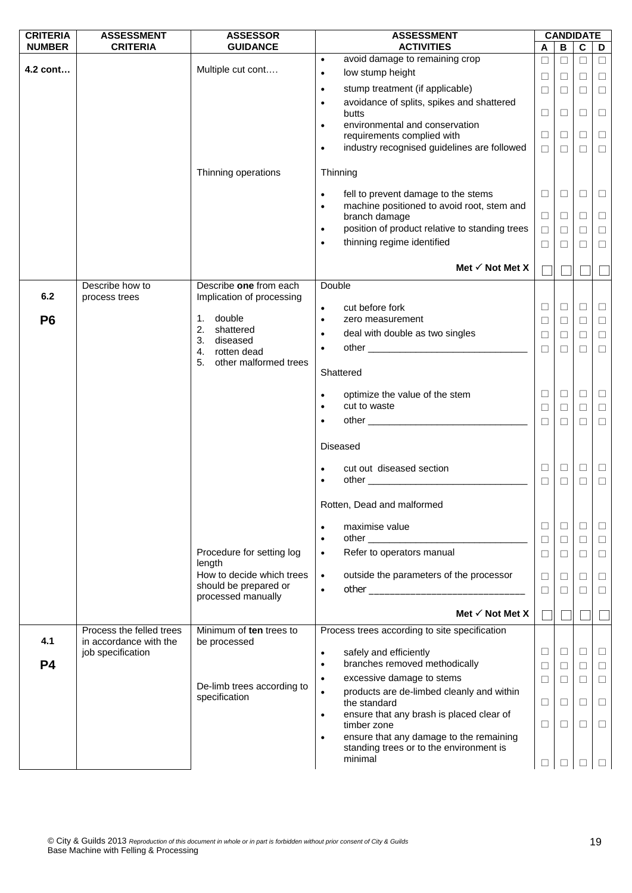| CRITERIA NUMBER | ASSESSMENT CRITERIA | ASSESSOR GUIDANCE | ASSESSMENT ACTIVITIES | CANDIDATE A | B | C | D |
|---|---|---|---|---|---|---|---|
| **4.2 cont…** | | Multiple cut cont…. | • avoid damage to remaining crop | ☐ | ☐ | ☐ | ☐ |
| | | | • low stump height | ☐ | ☐ | ☐ | ☐ |
| | | | • stump treatment (if applicable) | ☐ | ☐ | ☐ | ☐ |
| | | | • avoidance of splits, spikes and shattered butts | ☐ | ☐ | ☐ | ☐ |
| | | | • environmental and conservation requirements complied with | ☐ | ☐ | ☐ | ☐ |
| | | | • industry recognised guidelines are followed | ☐ | ☐ | ☐ | ☐ |
| | | Thinning operations | Thinning | | | | |
| | | | • fell to prevent damage to the stems | ☐ | ☐ | ☐ | ☐ |
| | | | • machine positioned to avoid root, stem and branch damage | ☐ | ☐ | ☐ | ☐ |
| | | | • position of product relative to standing trees | ☐ | ☐ | ☐ | ☐ |
| | | | • thinning regime identified | ☐ | ☐ | ☐ | ☐ |
| | | | **Met ✓ Not Met X** | ☐ | ☐ | ☐ | ☐ |
| **6.2** **P6** | Describe how to process trees | Describe **one** from each Implication of processing 1. double 2. shattered 3. diseased 4. rotten dead 5. other malformed trees | Double | | | | |
| | | | • cut before fork | ☐ | ☐ | ☐ | ☐ |
| | | | • zero measurement | ☐ | ☐ | ☐ | ☐ |
| | | | • deal with double as two singles | ☐ | ☐ | ☐ | ☐ |
| | | | • other ______________________________ | ☐ | ☐ | ☐ | ☐ |
| | | | Shattered | | | | |
| | | | • optimize the value of the stem | ☐ | ☐ | ☐ | ☐ |
| | | | • cut to waste | ☐ | ☐ | ☐ | ☐ |
| | | | • other ______________________________ | ☐ | ☐ | ☐ | ☐ |
| | | | Diseased | | | | |
| | | | • cut out diseased section | ☐ | ☐ | ☐ | ☐ |
| | | | • other ______________________________ | ☐ | ☐ | ☐ | ☐ |
| | | | Rotten, Dead and malformed | | | | |
| | | | • maximise value | ☐ | ☐ | ☐ | ☐ |
| | | | • other ______________________________ | ☐ | ☐ | ☐ | ☐ |
| | | Procedure for setting log length | • Refer to operators manual | ☐ | ☐ | ☐ | ☐ |
| | | How to decide which trees should be prepared or processed manually | • outside the parameters of the processor | ☐ | ☐ | ☐ | ☐ |
| | | | • other ____________________________ | ☐ | ☐ | ☐ | ☐ |
| | | | **Met ✓ Not Met X** | ☐ | ☐ | ☐ | ☐ |
| **4.1** **P4** | Process the felled trees in accordance with the job specification | Minimum of **ten** trees to be processed | Process trees according to site specification | | | | |
| | | | • safely and efficiently | ☐ | ☐ | ☐ | ☐ |
| | | | • branches removed methodically | ☐ | ☐ | ☐ | ☐ |
| | | De-limb trees according to specification | • excessive damage to stems | ☐ | ☐ | ☐ | ☐ |
| | | | • products are de-limbed cleanly and within the standard | ☐ | ☐ | ☐ | ☐ |
| | | | • ensure that any brash is placed clear of timber zone | ☐ | ☐ | ☐ | ☐ |
| | | | • ensure that any damage to the remaining standing trees or to the environment is minimal | ☐ | ☐ | ☐ | ☐ |

© City & Guilds 2013 *Reproduction of this document in whole or in part is forbidden without prior consent of City & Guilds*
Base Machine with Felling & Processing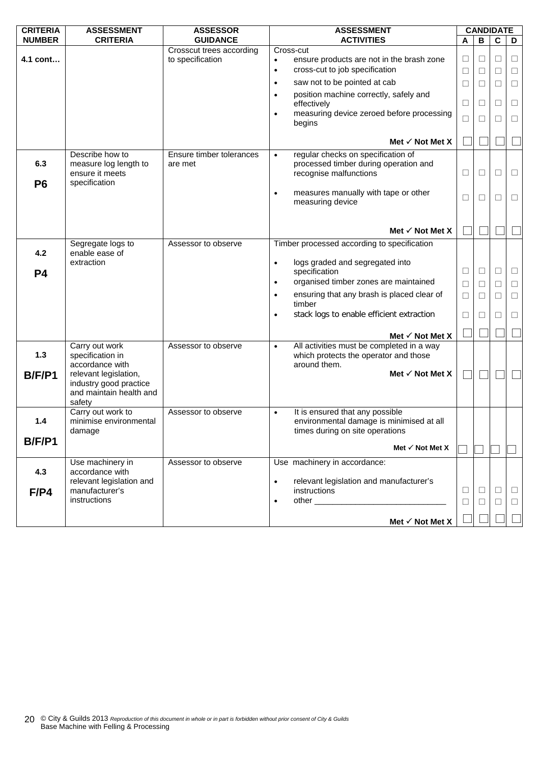| CRITERIA NUMBER | ASSESSMENT CRITERIA | ASSESSOR GUIDANCE | ASSESSMENT ACTIVITIES | CANDIDATE | | | |
|---|---|---|---|---|---|---|---|
| | | | | A | B | C | D |
| 4.1 cont… | | Crosscut trees according to specification | Cross-cut<br>• ensure products are not in the brash zone<br>• cross-cut to job specification<br>• saw not to be pointed at cab<br>• position machine correctly, safely and effectively<br>• measuring device zeroed before processing begins | ☐ ☐ ☐ ☐ ☐ | ☐ ☐ ☐ ☐ ☐ | ☐ ☐ ☐ ☐ ☐ | ☐ ☐ ☐ ☐ ☐ |
| | | | Met ✓ Not Met X | ☐ | ☐ | ☐ | ☐ |
| 6.3<br>**P6** | Describe how to measure log length to ensure it meets specification | Ensure timber tolerances are met | • regular checks on specification of processed timber during operation and recognise malfunctions<br>• measures manually with tape or other measuring device | ☐ ☐ | ☐ ☐ | ☐ ☐ | ☐ ☐ |
| | | | Met ✓ Not Met X | ☐ | ☐ | ☐ | ☐ |
| 4.2<br>**P4** | Segregate logs to enable ease of extraction | Assessor to observe | Timber processed according to specification<br>• logs graded and segregated into specification<br>• organised timber zones are maintained<br>• ensuring that any brash is placed clear of timber<br>• stack logs to enable efficient extraction | ☐ ☐ ☐ ☐ | ☐ ☐ ☐ ☐ | ☐ ☐ ☐ ☐ | ☐ ☐ ☐ ☐ |
| | | | Met ✓ Not Met X | ☐ | ☐ | ☐ | ☐ |
| 1.3<br>**B/F/P1** | Carry out work specification in accordance with relevant legislation, industry good practice and maintain health and safety | Assessor to observe | • All activities must be completed in a way which protects the operator and those around them.<br>Met ✓ Not Met X | ☐ | ☐ | ☐ | ☐ |
| 1.4<br>**B/F/P1** | Carry out work to minimise environmental damage | Assessor to observe | • It is ensured that any possible environmental damage is minimised at all times during on site operations<br>Met ✓ Not Met X | ☐ | ☐ | ☐ | ☐ |
| 4.3<br>**F/P4** | Use machinery in accordance with relevant legislation and manufacturer's instructions | Assessor to observe | Use machinery in accordance:<br>• relevant legislation and manufacturer's instructions<br>• other _____________________________ | ☐ ☐ | ☐ ☐ | ☐ ☐ | ☐ ☐ |
| | | | Met ✓ Not Met X | ☐ | ☐ | ☐ | ☐ |

© City & Guilds 2013 *Reproduction of this document in whole or in part is forbidden without prior consent of City & Guilds*
Base Machine with Felling & Processing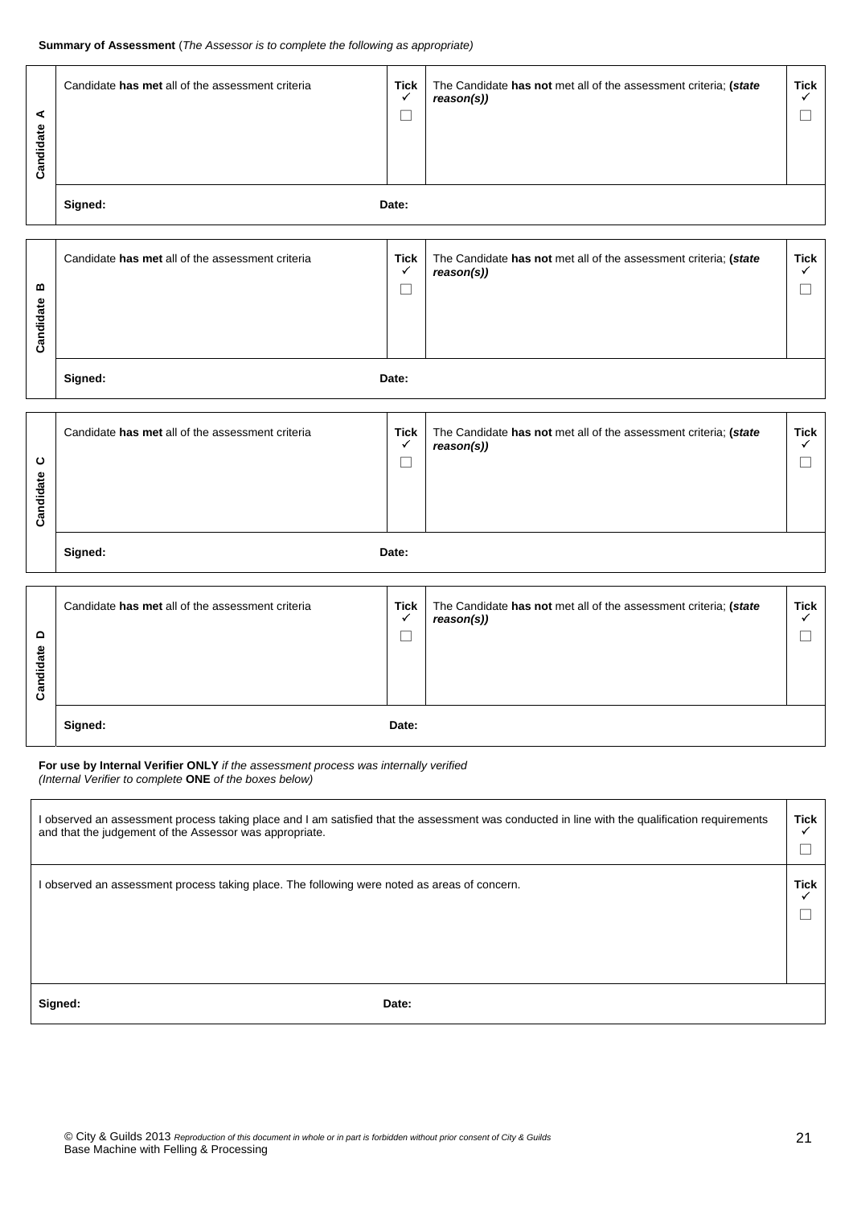**Summary of Assessment** (*The Assessor is to complete the following as appropriate)*

| | | | | |
|---|---|---|---|---|
| **Candidate A** | Candidate **has met** all of the assessment criteria | **Tick** ✓ ☐ | The Candidate **has not** met all of the assessment criteria; ***(state reason(s))*** | **Tick** ✓ ☐ |
| | **Signed:** | **Date:** | | |

| | | | | |
|---|---|---|---|---|
| **Candidate B** | Candidate **has met** all of the assessment criteria | **Tick** ✓ ☐ | The Candidate **has not** met all of the assessment criteria; ***(state reason(s))*** | **Tick** ✓ ☐ |
| | **Signed:** | **Date:** | | |

| | | | | |
|---|---|---|---|---|
| **Candidate C** | Candidate **has met** all of the assessment criteria | **Tick** ✓ ☐ | The Candidate **has not** met all of the assessment criteria; ***(state reason(s))*** | **Tick** ✓ ☐ |
| | **Signed:** | **Date:** | | |

| | | | | |
|---|---|---|---|---|
| **Candidate D** | Candidate **has met** all of the assessment criteria | **Tick** ✓ ☐ | The Candidate **has not** met all of the assessment criteria; ***(state reason(s))*** | **Tick** ✓ ☐ |
| | **Signed:** | **Date:** | | |

**For use by Internal Verifier ONLY** *if the assessment process was internally verified*
*(Internal Verifier to complete* **ONE** *of the boxes below)*

| | | |
|---|---|---|
| I observed an assessment process taking place and I am satisfied that the assessment was conducted in line with the qualification requirements and that the judgement of the Assessor was appropriate. | | **Tick** ✓ ☐ |
| I observed an assessment process taking place. The following were noted as areas of concern. | | **Tick** ✓ ☐ |
| **Signed:** | **Date:** | |

© City & Guilds 2013 *Reproduction of this document in whole or in part is forbidden without prior consent of City & Guilds*
Base Machine with Felling & Processing